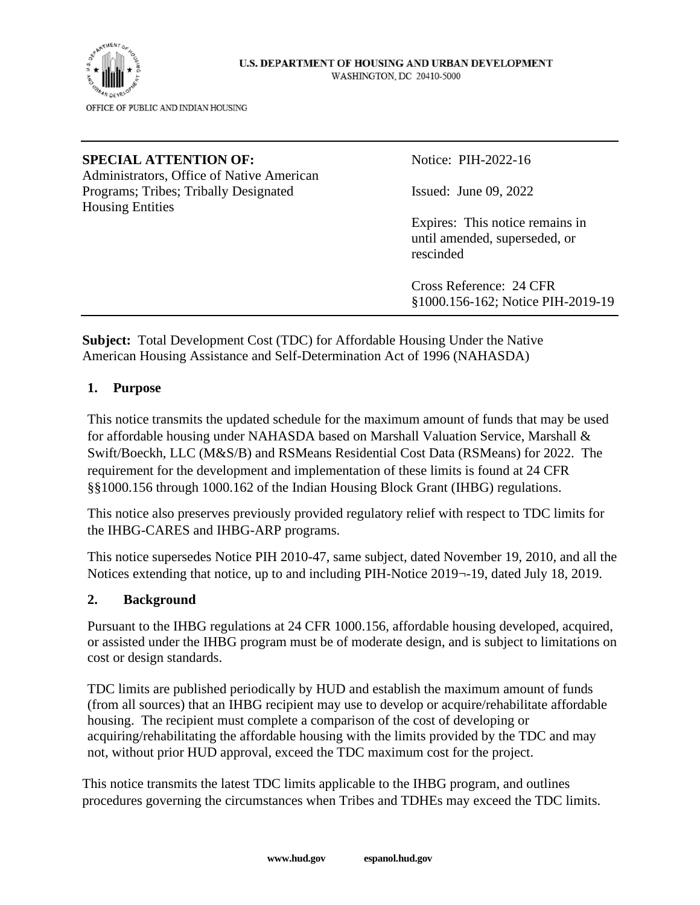U.S. DEPARTMENT OF HOUSING AND URBAN DEVELOPMENT
WASHINGTON, DC 20410-5000

OFFICE OF PUBLIC AND INDIAN HOUSING

---

**SPECIAL ATTENTION OF:**
Administrators, Office of Native American Programs; Tribes; Tribally Designated Housing Entities

Notice: PIH-2022-16

Issued: June 09, 2022

Expires: This notice remains in until amended, superseded, or rescinded

Cross Reference: 24 CFR §1000.156-162; Notice PIH-2019-19

---

**Subject:** Total Development Cost (TDC) for Affordable Housing Under the Native American Housing Assistance and Self-Determination Act of 1996 (NAHASDA)

## 1. Purpose

This notice transmits the updated schedule for the maximum amount of funds that may be used for affordable housing under NAHASDA based on Marshall Valuation Service, Marshall & Swift/Boeckh, LLC (M&S/B) and RSMeans Residential Cost Data (RSMeans) for 2022. The requirement for the development and implementation of these limits is found at 24 CFR §§1000.156 through 1000.162 of the Indian Housing Block Grant (IHBG) regulations.

This notice also preserves previously provided regulatory relief with respect to TDC limits for the IHBG-CARES and IHBG-ARP programs.

This notice supersedes Notice PIH 2010-47, same subject, dated November 19, 2010, and all the Notices extending that notice, up to and including PIH-Notice 2019¬-19, dated July 18, 2019.

## 2. Background

Pursuant to the IHBG regulations at 24 CFR 1000.156, affordable housing developed, acquired, or assisted under the IHBG program must be of moderate design, and is subject to limitations on cost or design standards.

TDC limits are published periodically by HUD and establish the maximum amount of funds (from all sources) that an IHBG recipient may use to develop or acquire/rehabilitate affordable housing. The recipient must complete a comparison of the cost of developing or acquiring/rehabilitating the affordable housing with the limits provided by the TDC and may not, without prior HUD approval, exceed the TDC maximum cost for the project.

This notice transmits the latest TDC limits applicable to the IHBG program, and outlines procedures governing the circumstances when Tribes and TDHEs may exceed the TDC limits.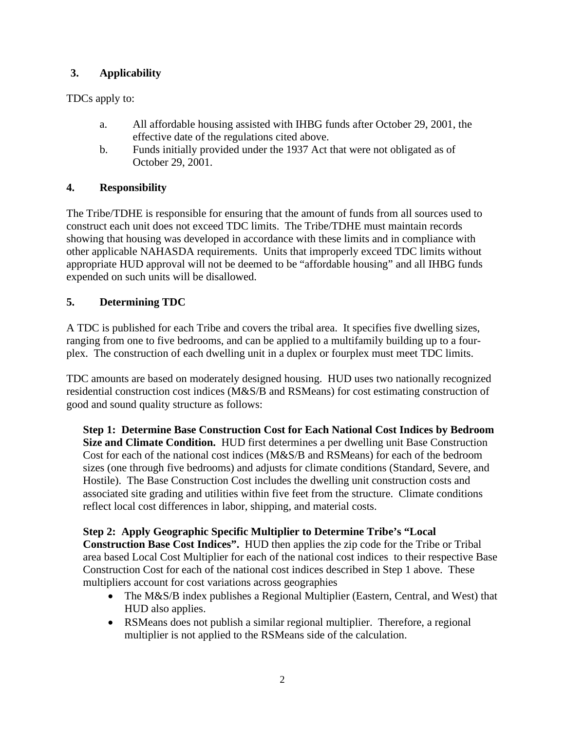## 3. Applicability

TDCs apply to:

a. All affordable housing assisted with IHBG funds after October 29, 2001, the effective date of the regulations cited above.

b. Funds initially provided under the 1937 Act that were not obligated as of October 29, 2001.

## 4. Responsibility

The Tribe/TDHE is responsible for ensuring that the amount of funds from all sources used to construct each unit does not exceed TDC limits. The Tribe/TDHE must maintain records showing that housing was developed in accordance with these limits and in compliance with other applicable NAHASDA requirements. Units that improperly exceed TDC limits without appropriate HUD approval will not be deemed to be "affordable housing" and all IHBG funds expended on such units will be disallowed.

## 5. Determining TDC

A TDC is published for each Tribe and covers the tribal area. It specifies five dwelling sizes, ranging from one to five bedrooms, and can be applied to a multifamily building up to a four-plex. The construction of each dwelling unit in a duplex or fourplex must meet TDC limits.

TDC amounts are based on moderately designed housing. HUD uses two nationally recognized residential construction cost indices (M&S/B and RSMeans) for cost estimating construction of good and sound quality structure as follows:

**Step 1: Determine Base Construction Cost for Each National Cost Indices by Bedroom Size and Climate Condition.** HUD first determines a per dwelling unit Base Construction Cost for each of the national cost indices (M&S/B and RSMeans) for each of the bedroom sizes (one through five bedrooms) and adjusts for climate conditions (Standard, Severe, and Hostile). The Base Construction Cost includes the dwelling unit construction costs and associated site grading and utilities within five feet from the structure. Climate conditions reflect local cost differences in labor, shipping, and material costs.

**Step 2: Apply Geographic Specific Multiplier to Determine Tribe's "Local Construction Base Cost Indices".** HUD then applies the zip code for the Tribe or Tribal area based Local Cost Multiplier for each of the national cost indices to their respective Base Construction Cost for each of the national cost indices described in Step 1 above. These multipliers account for cost variations across geographies

- The M&S/B index publishes a Regional Multiplier (Eastern, Central, and West) that HUD also applies.
- RSMeans does not publish a similar regional multiplier. Therefore, a regional multiplier is not applied to the RSMeans side of the calculation.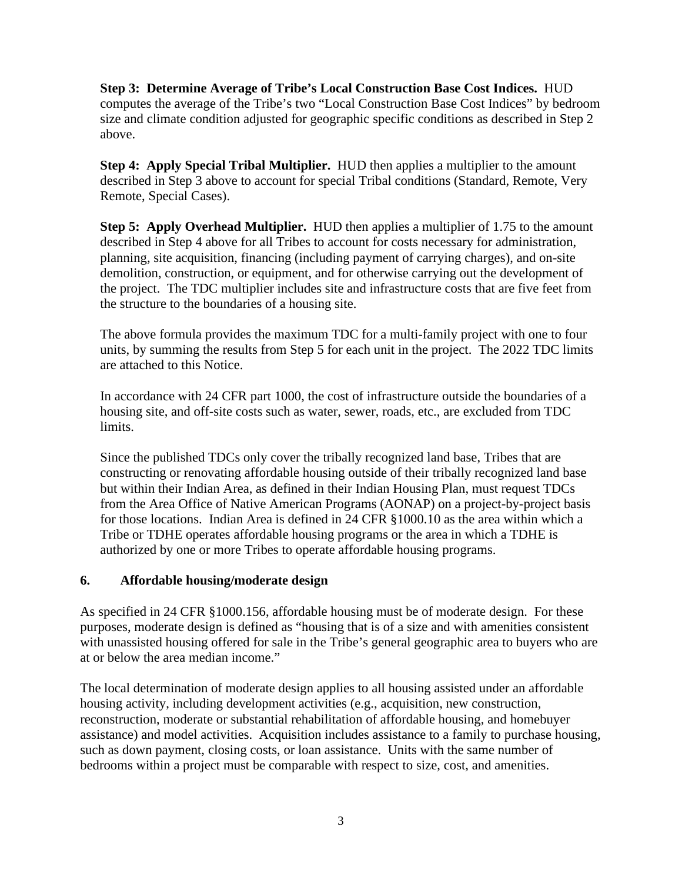**Step 3: Determine Average of Tribe's Local Construction Base Cost Indices.** HUD computes the average of the Tribe's two "Local Construction Base Cost Indices" by bedroom size and climate condition adjusted for geographic specific conditions as described in Step 2 above.

**Step 4: Apply Special Tribal Multiplier.** HUD then applies a multiplier to the amount described in Step 3 above to account for special Tribal conditions (Standard, Remote, Very Remote, Special Cases).

**Step 5: Apply Overhead Multiplier.** HUD then applies a multiplier of 1.75 to the amount described in Step 4 above for all Tribes to account for costs necessary for administration, planning, site acquisition, financing (including payment of carrying charges), and on-site demolition, construction, or equipment, and for otherwise carrying out the development of the project. The TDC multiplier includes site and infrastructure costs that are five feet from the structure to the boundaries of a housing site.

The above formula provides the maximum TDC for a multi-family project with one to four units, by summing the results from Step 5 for each unit in the project. The 2022 TDC limits are attached to this Notice.

In accordance with 24 CFR part 1000, the cost of infrastructure outside the boundaries of a housing site, and off-site costs such as water, sewer, roads, etc., are excluded from TDC limits.

Since the published TDCs only cover the tribally recognized land base, Tribes that are constructing or renovating affordable housing outside of their tribally recognized land base but within their Indian Area, as defined in their Indian Housing Plan, must request TDCs from the Area Office of Native American Programs (AONAP) on a project-by-project basis for those locations. Indian Area is defined in 24 CFR §1000.10 as the area within which a Tribe or TDHE operates affordable housing programs or the area in which a TDHE is authorized by one or more Tribes to operate affordable housing programs.

## 6. Affordable housing/moderate design

As specified in 24 CFR §1000.156, affordable housing must be of moderate design. For these purposes, moderate design is defined as "housing that is of a size and with amenities consistent with unassisted housing offered for sale in the Tribe's general geographic area to buyers who are at or below the area median income."

The local determination of moderate design applies to all housing assisted under an affordable housing activity, including development activities (e.g., acquisition, new construction, reconstruction, moderate or substantial rehabilitation of affordable housing, and homebuyer assistance) and model activities. Acquisition includes assistance to a family to purchase housing, such as down payment, closing costs, or loan assistance. Units with the same number of bedrooms within a project must be comparable with respect to size, cost, and amenities.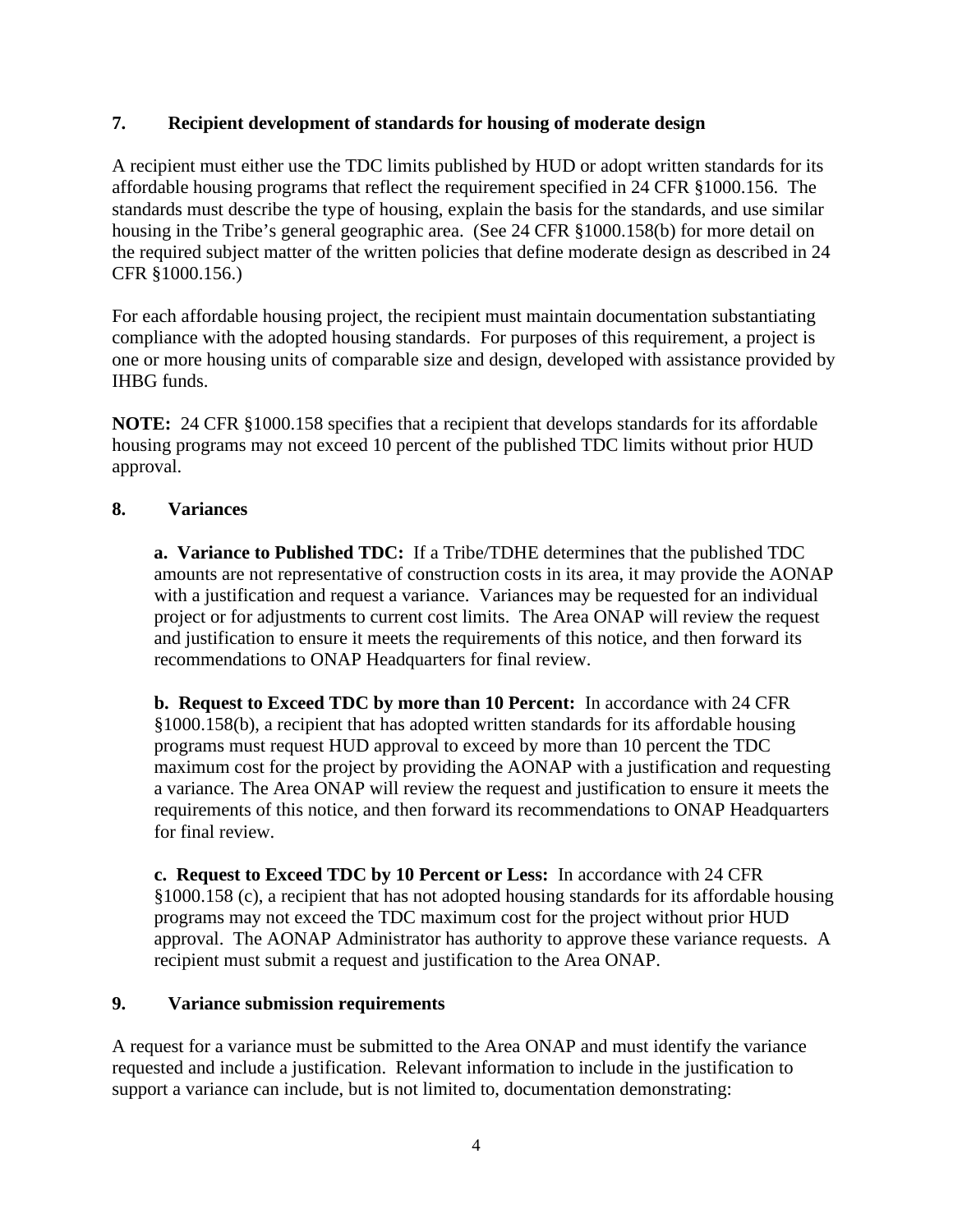**7. Recipient development of standards for housing of moderate design**

A recipient must either use the TDC limits published by HUD or adopt written standards for its affordable housing programs that reflect the requirement specified in 24 CFR §1000.156. The standards must describe the type of housing, explain the basis for the standards, and use similar housing in the Tribe's general geographic area. (See 24 CFR §1000.158(b) for more detail on the required subject matter of the written policies that define moderate design as described in 24 CFR §1000.156.)

For each affordable housing project, the recipient must maintain documentation substantiating compliance with the adopted housing standards. For purposes of this requirement, a project is one or more housing units of comparable size and design, developed with assistance provided by IHBG funds.

**NOTE:** 24 CFR §1000.158 specifies that a recipient that develops standards for its affordable housing programs may not exceed 10 percent of the published TDC limits without prior HUD approval.

**8. Variances**

**a. Variance to Published TDC:** If a Tribe/TDHE determines that the published TDC amounts are not representative of construction costs in its area, it may provide the AONAP with a justification and request a variance. Variances may be requested for an individual project or for adjustments to current cost limits. The Area ONAP will review the request and justification to ensure it meets the requirements of this notice, and then forward its recommendations to ONAP Headquarters for final review.

**b. Request to Exceed TDC by more than 10 Percent:** In accordance with 24 CFR §1000.158(b), a recipient that has adopted written standards for its affordable housing programs must request HUD approval to exceed by more than 10 percent the TDC maximum cost for the project by providing the AONAP with a justification and requesting a variance. The Area ONAP will review the request and justification to ensure it meets the requirements of this notice, and then forward its recommendations to ONAP Headquarters for final review.

**c. Request to Exceed TDC by 10 Percent or Less:** In accordance with 24 CFR §1000.158 (c), a recipient that has not adopted housing standards for its affordable housing programs may not exceed the TDC maximum cost for the project without prior HUD approval. The AONAP Administrator has authority to approve these variance requests. A recipient must submit a request and justification to the Area ONAP.

**9. Variance submission requirements**

A request for a variance must be submitted to the Area ONAP and must identify the variance requested and include a justification. Relevant information to include in the justification to support a variance can include, but is not limited to, documentation demonstrating: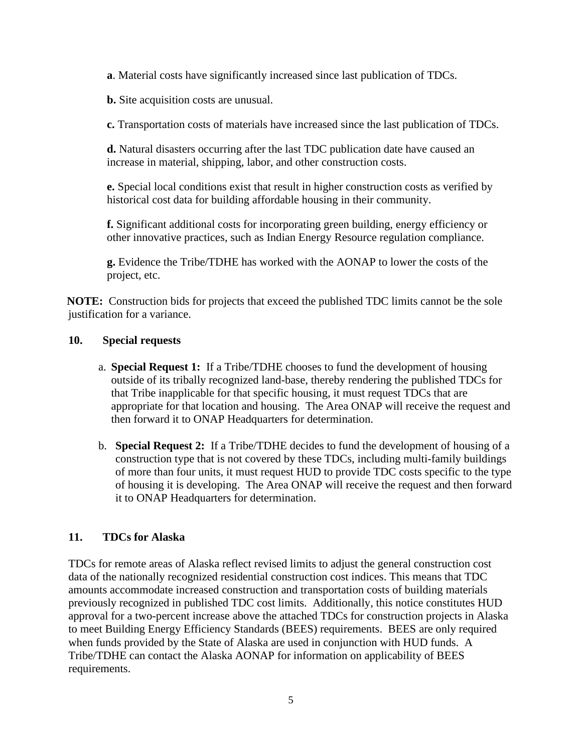**a**. Material costs have significantly increased since last publication of TDCs.

**b.** Site acquisition costs are unusual.

**c.** Transportation costs of materials have increased since the last publication of TDCs.

**d.** Natural disasters occurring after the last TDC publication date have caused an increase in material, shipping, labor, and other construction costs.

**e.** Special local conditions exist that result in higher construction costs as verified by historical cost data for building affordable housing in their community.

**f.** Significant additional costs for incorporating green building, energy efficiency or other innovative practices, such as Indian Energy Resource regulation compliance.

**g.** Evidence the Tribe/TDHE has worked with the AONAP to lower the costs of the project, etc.

**NOTE:** Construction bids for projects that exceed the published TDC limits cannot be the sole justification for a variance.

## 10. Special requests

a. **Special Request 1:** If a Tribe/TDHE chooses to fund the development of housing outside of its tribally recognized land-base, thereby rendering the published TDCs for that Tribe inapplicable for that specific housing, it must request TDCs that are appropriate for that location and housing. The Area ONAP will receive the request and then forward it to ONAP Headquarters for determination.

b. **Special Request 2:** If a Tribe/TDHE decides to fund the development of housing of a construction type that is not covered by these TDCs, including multi-family buildings of more than four units, it must request HUD to provide TDC costs specific to the type of housing it is developing. The Area ONAP will receive the request and then forward it to ONAP Headquarters for determination.

## 11. TDCs for Alaska

TDCs for remote areas of Alaska reflect revised limits to adjust the general construction cost data of the nationally recognized residential construction cost indices. This means that TDC amounts accommodate increased construction and transportation costs of building materials previously recognized in published TDC cost limits. Additionally, this notice constitutes HUD approval for a two-percent increase above the attached TDCs for construction projects in Alaska to meet Building Energy Efficiency Standards (BEES) requirements. BEES are only required when funds provided by the State of Alaska are used in conjunction with HUD funds. A Tribe/TDHE can contact the Alaska AONAP for information on applicability of BEES requirements.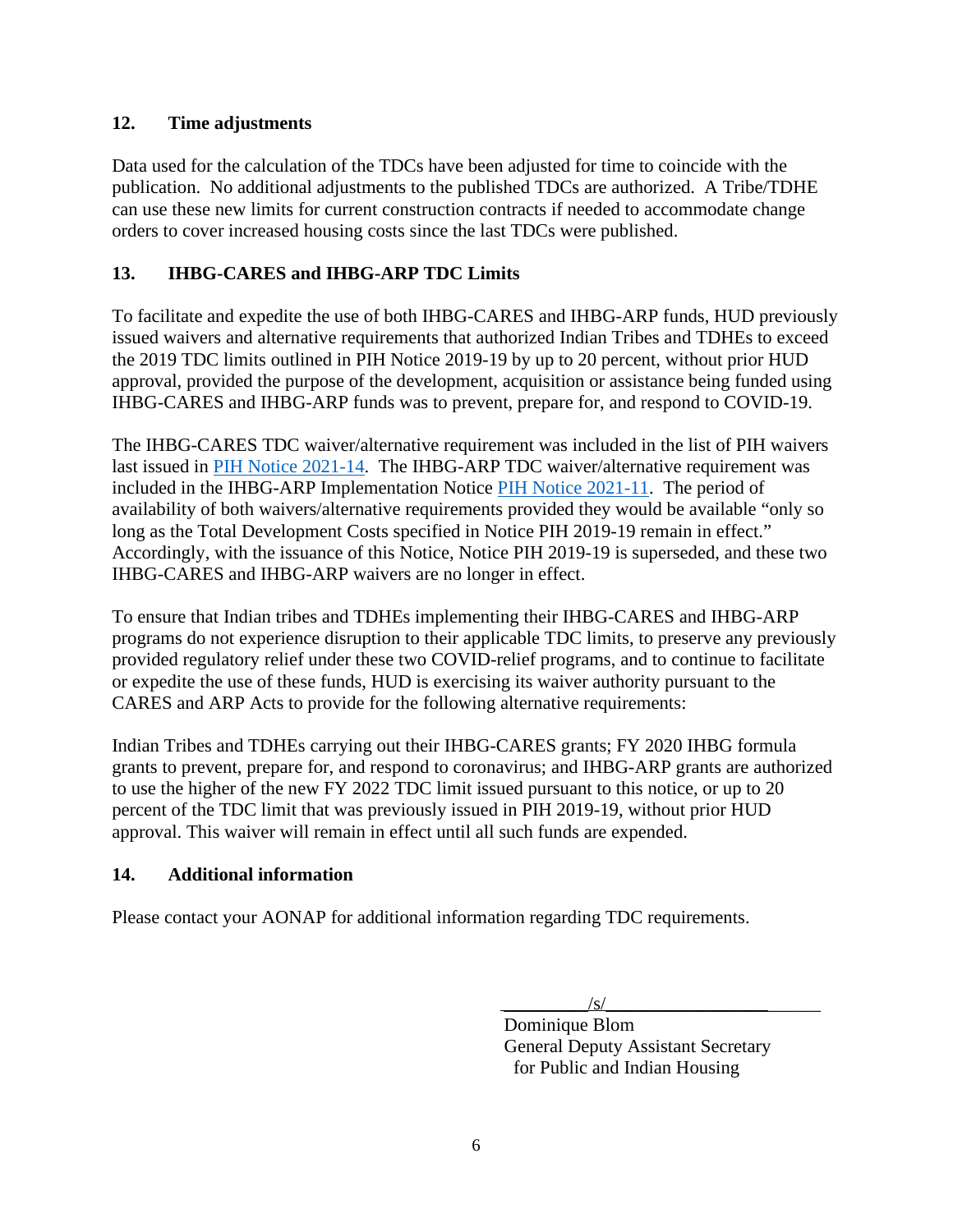## 12. Time adjustments

Data used for the calculation of the TDCs have been adjusted for time to coincide with the publication. No additional adjustments to the published TDCs are authorized. A Tribe/TDHE can use these new limits for current construction contracts if needed to accommodate change orders to cover increased housing costs since the last TDCs were published.

## 13. IHBG-CARES and IHBG-ARP TDC Limits

To facilitate and expedite the use of both IHBG-CARES and IHBG-ARP funds, HUD previously issued waivers and alternative requirements that authorized Indian Tribes and TDHEs to exceed the 2019 TDC limits outlined in PIH Notice 2019-19 by up to 20 percent, without prior HUD approval, provided the purpose of the development, acquisition or assistance being funded using IHBG-CARES and IHBG-ARP funds was to prevent, prepare for, and respond to COVID-19.

The IHBG-CARES TDC waiver/alternative requirement was included in the list of PIH waivers last issued in PIH Notice 2021-14. The IHBG-ARP TDC waiver/alternative requirement was included in the IHBG-ARP Implementation Notice PIH Notice 2021-11. The period of availability of both waivers/alternative requirements provided they would be available "only so long as the Total Development Costs specified in Notice PIH 2019-19 remain in effect." Accordingly, with the issuance of this Notice, Notice PIH 2019-19 is superseded, and these two IHBG-CARES and IHBG-ARP waivers are no longer in effect.

To ensure that Indian tribes and TDHEs implementing their IHBG-CARES and IHBG-ARP programs do not experience disruption to their applicable TDC limits, to preserve any previously provided regulatory relief under these two COVID-relief programs, and to continue to facilitate or expedite the use of these funds, HUD is exercising its waiver authority pursuant to the CARES and ARP Acts to provide for the following alternative requirements:

Indian Tribes and TDHEs carrying out their IHBG-CARES grants; FY 2020 IHBG formula grants to prevent, prepare for, and respond to coronavirus; and IHBG-ARP grants are authorized to use the higher of the new FY 2022 TDC limit issued pursuant to this notice, or up to 20 percent of the TDC limit that was previously issued in PIH 2019-19, without prior HUD approval. This waiver will remain in effect until all such funds are expended.

## 14. Additional information

Please contact your AONAP for additional information regarding TDC requirements.

/s/

Dominique Blom
General Deputy Assistant Secretary
for Public and Indian Housing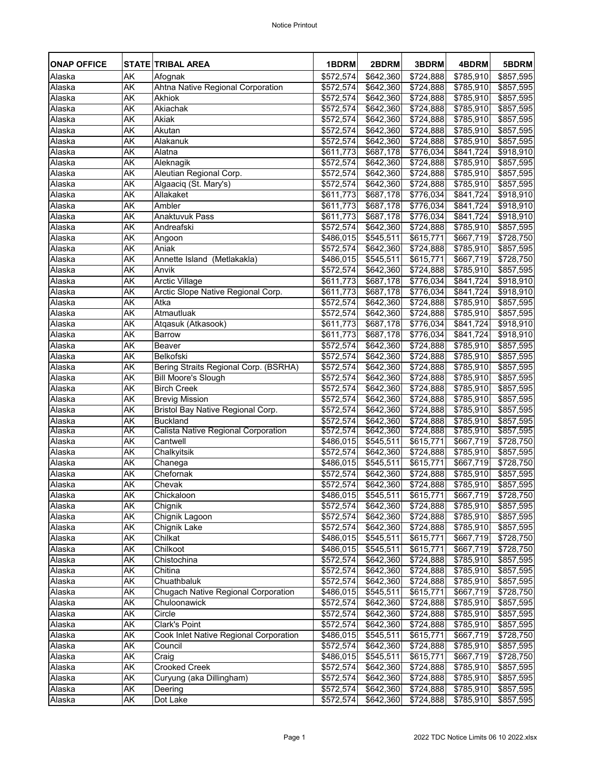| ONAP OFFICE | STATE | TRIBAL AREA | 1BDRM | 2BDRM | 3BDRM | 4BDRM | 5BDRM |
|---|---|---|---|---|---|---|---|
| Alaska | AK | Afognak | $572,574 | $642,360 | $724,888 | $785,910 | $857,595 |
| Alaska | AK | Ahtna Native Regional Corporation | $572,574 | $642,360 | $724,888 | $785,910 | $857,595 |
| Alaska | AK | Akhiok | $572,574 | $642,360 | $724,888 | $785,910 | $857,595 |
| Alaska | AK | Akiachak | $572,574 | $642,360 | $724,888 | $785,910 | $857,595 |
| Alaska | AK | Akiak | $572,574 | $642,360 | $724,888 | $785,910 | $857,595 |
| Alaska | AK | Akutan | $572,574 | $642,360 | $724,888 | $785,910 | $857,595 |
| Alaska | AK | Alakanuk | $572,574 | $642,360 | $724,888 | $785,910 | $857,595 |
| Alaska | AK | Alatna | $611,773 | $687,178 | $776,034 | $841,724 | $918,910 |
| Alaska | AK | Aleknagik | $572,574 | $642,360 | $724,888 | $785,910 | $857,595 |
| Alaska | AK | Aleutian Regional Corp. | $572,574 | $642,360 | $724,888 | $785,910 | $857,595 |
| Alaska | AK | Algaaciq (St. Mary's) | $572,574 | $642,360 | $724,888 | $785,910 | $857,595 |
| Alaska | AK | Allakaket | $611,773 | $687,178 | $776,034 | $841,724 | $918,910 |
| Alaska | AK | Ambler | $611,773 | $687,178 | $776,034 | $841,724 | $918,910 |
| Alaska | AK | Anaktuvuk Pass | $611,773 | $687,178 | $776,034 | $841,724 | $918,910 |
| Alaska | AK | Andreafski | $572,574 | $642,360 | $724,888 | $785,910 | $857,595 |
| Alaska | AK | Angoon | $486,015 | $545,511 | $615,771 | $667,719 | $728,750 |
| Alaska | AK | Aniak | $572,574 | $642,360 | $724,888 | $785,910 | $857,595 |
| Alaska | AK | Annette Island (Metlakakla) | $486,015 | $545,511 | $615,771 | $667,719 | $728,750 |
| Alaska | AK | Anvik | $572,574 | $642,360 | $724,888 | $785,910 | $857,595 |
| Alaska | AK | Arctic Village | $611,773 | $687,178 | $776,034 | $841,724 | $918,910 |
| Alaska | AK | Arctic Slope Native Regional Corp. | $611,773 | $687,178 | $776,034 | $841,724 | $918,910 |
| Alaska | AK | Atka | $572,574 | $642,360 | $724,888 | $785,910 | $857,595 |
| Alaska | AK | Atmautluak | $572,574 | $642,360 | $724,888 | $785,910 | $857,595 |
| Alaska | AK | Atqasuk (Atkasook) | $611,773 | $687,178 | $776,034 | $841,724 | $918,910 |
| Alaska | AK | Barrow | $611,773 | $687,178 | $776,034 | $841,724 | $918,910 |
| Alaska | AK | Beaver | $572,574 | $642,360 | $724,888 | $785,910 | $857,595 |
| Alaska | AK | Belkofski | $572,574 | $642,360 | $724,888 | $785,910 | $857,595 |
| Alaska | AK | Bering Straits Regional Corp. (BSRHA) | $572,574 | $642,360 | $724,888 | $785,910 | $857,595 |
| Alaska | AK | Bill Moore's Slough | $572,574 | $642,360 | $724,888 | $785,910 | $857,595 |
| Alaska | AK | Birch Creek | $572,574 | $642,360 | $724,888 | $785,910 | $857,595 |
| Alaska | AK | Brevig Mission | $572,574 | $642,360 | $724,888 | $785,910 | $857,595 |
| Alaska | AK | Bristol Bay Native Regional Corp. | $572,574 | $642,360 | $724,888 | $785,910 | $857,595 |
| Alaska | AK | Buckland | $572,574 | $642,360 | $724,888 | $785,910 | $857,595 |
| Alaska | AK | Calista Native Regional Corporation | $572,574 | $642,360 | $724,888 | $785,910 | $857,595 |
| Alaska | AK | Cantwell | $486,015 | $545,511 | $615,771 | $667,719 | $728,750 |
| Alaska | AK | Chalkyitsik | $572,574 | $642,360 | $724,888 | $785,910 | $857,595 |
| Alaska | AK | Chanega | $486,015 | $545,511 | $615,771 | $667,719 | $728,750 |
| Alaska | AK | Chefornak | $572,574 | $642,360 | $724,888 | $785,910 | $857,595 |
| Alaska | AK | Chevak | $572,574 | $642,360 | $724,888 | $785,910 | $857,595 |
| Alaska | AK | Chickaloon | $486,015 | $545,511 | $615,771 | $667,719 | $728,750 |
| Alaska | AK | Chignik | $572,574 | $642,360 | $724,888 | $785,910 | $857,595 |
| Alaska | AK | Chignik Lagoon | $572,574 | $642,360 | $724,888 | $785,910 | $857,595 |
| Alaska | AK | Chignik Lake | $572,574 | $642,360 | $724,888 | $785,910 | $857,595 |
| Alaska | AK | Chilkat | $486,015 | $545,511 | $615,771 | $667,719 | $728,750 |
| Alaska | AK | Chilkoot | $486,015 | $545,511 | $615,771 | $667,719 | $728,750 |
| Alaska | AK | Chistochina | $572,574 | $642,360 | $724,888 | $785,910 | $857,595 |
| Alaska | AK | Chitina | $572,574 | $642,360 | $724,888 | $785,910 | $857,595 |
| Alaska | AK | Chuathbaluk | $572,574 | $642,360 | $724,888 | $785,910 | $857,595 |
| Alaska | AK | Chugach Native Regional Corporation | $486,015 | $545,511 | $615,771 | $667,719 | $728,750 |
| Alaska | AK | Chuloonawick | $572,574 | $642,360 | $724,888 | $785,910 | $857,595 |
| Alaska | AK | Circle | $572,574 | $642,360 | $724,888 | $785,910 | $857,595 |
| Alaska | AK | Clark's Point | $572,574 | $642,360 | $724,888 | $785,910 | $857,595 |
| Alaska | AK | Cook Inlet Native Regional Corporation | $486,015 | $545,511 | $615,771 | $667,719 | $728,750 |
| Alaska | AK | Council | $572,574 | $642,360 | $724,888 | $785,910 | $857,595 |
| Alaska | AK | Craig | $486,015 | $545,511 | $615,771 | $667,719 | $728,750 |
| Alaska | AK | Crooked Creek | $572,574 | $642,360 | $724,888 | $785,910 | $857,595 |
| Alaska | AK | Curyung (aka Dillingham) | $572,574 | $642,360 | $724,888 | $785,910 | $857,595 |
| Alaska | AK | Deering | $572,574 | $642,360 | $724,888 | $785,910 | $857,595 |
| Alaska | AK | Dot Lake | $572,574 | $642,360 | $724,888 | $785,910 | $857,595 |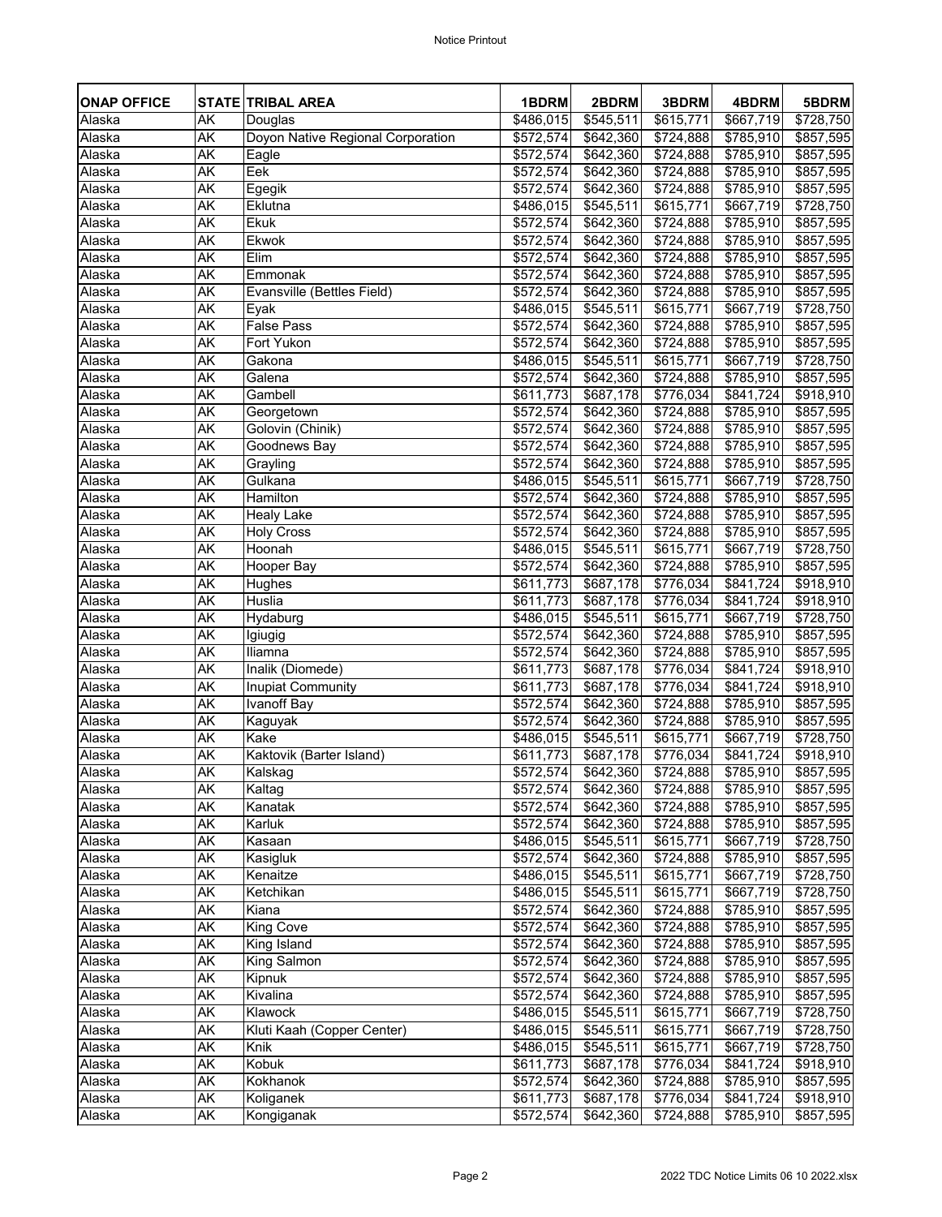| ONAP OFFICE | STATE | TRIBAL AREA | 1BDRM | 2BDRM | 3BDRM | 4BDRM | 5BDRM |
|---|---|---|---|---|---|---|---|
| Alaska | AK | Douglas | $486,015 | $545,511 | $615,771 | $667,719 | $728,750 |
| Alaska | AK | Doyon Native Regional Corporation | $572,574 | $642,360 | $724,888 | $785,910 | $857,595 |
| Alaska | AK | Eagle | $572,574 | $642,360 | $724,888 | $785,910 | $857,595 |
| Alaska | AK | Eek | $572,574 | $642,360 | $724,888 | $785,910 | $857,595 |
| Alaska | AK | Egegik | $572,574 | $642,360 | $724,888 | $785,910 | $857,595 |
| Alaska | AK | Eklutna | $486,015 | $545,511 | $615,771 | $667,719 | $728,750 |
| Alaska | AK | Ekuk | $572,574 | $642,360 | $724,888 | $785,910 | $857,595 |
| Alaska | AK | Ekwok | $572,574 | $642,360 | $724,888 | $785,910 | $857,595 |
| Alaska | AK | Elim | $572,574 | $642,360 | $724,888 | $785,910 | $857,595 |
| Alaska | AK | Emmonak | $572,574 | $642,360 | $724,888 | $785,910 | $857,595 |
| Alaska | AK | Evansville (Bettles Field) | $572,574 | $642,360 | $724,888 | $785,910 | $857,595 |
| Alaska | AK | Eyak | $486,015 | $545,511 | $615,771 | $667,719 | $728,750 |
| Alaska | AK | False Pass | $572,574 | $642,360 | $724,888 | $785,910 | $857,595 |
| Alaska | AK | Fort Yukon | $572,574 | $642,360 | $724,888 | $785,910 | $857,595 |
| Alaska | AK | Gakona | $486,015 | $545,511 | $615,771 | $667,719 | $728,750 |
| Alaska | AK | Galena | $572,574 | $642,360 | $724,888 | $785,910 | $857,595 |
| Alaska | AK | Gambell | $611,773 | $687,178 | $776,034 | $841,724 | $918,910 |
| Alaska | AK | Georgetown | $572,574 | $642,360 | $724,888 | $785,910 | $857,595 |
| Alaska | AK | Golovin (Chinik) | $572,574 | $642,360 | $724,888 | $785,910 | $857,595 |
| Alaska | AK | Goodnews Bay | $572,574 | $642,360 | $724,888 | $785,910 | $857,595 |
| Alaska | AK | Grayling | $572,574 | $642,360 | $724,888 | $785,910 | $857,595 |
| Alaska | AK | Gulkana | $486,015 | $545,511 | $615,771 | $667,719 | $728,750 |
| Alaska | AK | Hamilton | $572,574 | $642,360 | $724,888 | $785,910 | $857,595 |
| Alaska | AK | Healy Lake | $572,574 | $642,360 | $724,888 | $785,910 | $857,595 |
| Alaska | AK | Holy Cross | $572,574 | $642,360 | $724,888 | $785,910 | $857,595 |
| Alaska | AK | Hoonah | $486,015 | $545,511 | $615,771 | $667,719 | $728,750 |
| Alaska | AK | Hooper Bay | $572,574 | $642,360 | $724,888 | $785,910 | $857,595 |
| Alaska | AK | Hughes | $611,773 | $687,178 | $776,034 | $841,724 | $918,910 |
| Alaska | AK | Huslia | $611,773 | $687,178 | $776,034 | $841,724 | $918,910 |
| Alaska | AK | Hydaburg | $486,015 | $545,511 | $615,771 | $667,719 | $728,750 |
| Alaska | AK | Igiugig | $572,574 | $642,360 | $724,888 | $785,910 | $857,595 |
| Alaska | AK | Iliamna | $572,574 | $642,360 | $724,888 | $785,910 | $857,595 |
| Alaska | AK | Inalik (Diomede) | $611,773 | $687,178 | $776,034 | $841,724 | $918,910 |
| Alaska | AK | Inupiat Community | $611,773 | $687,178 | $776,034 | $841,724 | $918,910 |
| Alaska | AK | Ivanoff Bay | $572,574 | $642,360 | $724,888 | $785,910 | $857,595 |
| Alaska | AK | Kaguyak | $572,574 | $642,360 | $724,888 | $785,910 | $857,595 |
| Alaska | AK | Kake | $486,015 | $545,511 | $615,771 | $667,719 | $728,750 |
| Alaska | AK | Kaktovik (Barter Island) | $611,773 | $687,178 | $776,034 | $841,724 | $918,910 |
| Alaska | AK | Kalskag | $572,574 | $642,360 | $724,888 | $785,910 | $857,595 |
| Alaska | AK | Kaltag | $572,574 | $642,360 | $724,888 | $785,910 | $857,595 |
| Alaska | AK | Kanatak | $572,574 | $642,360 | $724,888 | $785,910 | $857,595 |
| Alaska | AK | Karluk | $572,574 | $642,360 | $724,888 | $785,910 | $857,595 |
| Alaska | AK | Kasaan | $486,015 | $545,511 | $615,771 | $667,719 | $728,750 |
| Alaska | AK | Kasigluk | $572,574 | $642,360 | $724,888 | $785,910 | $857,595 |
| Alaska | AK | Kenaitze | $486,015 | $545,511 | $615,771 | $667,719 | $728,750 |
| Alaska | AK | Ketchikan | $486,015 | $545,511 | $615,771 | $667,719 | $728,750 |
| Alaska | AK | Kiana | $572,574 | $642,360 | $724,888 | $785,910 | $857,595 |
| Alaska | AK | King Cove | $572,574 | $642,360 | $724,888 | $785,910 | $857,595 |
| Alaska | AK | King Island | $572,574 | $642,360 | $724,888 | $785,910 | $857,595 |
| Alaska | AK | King Salmon | $572,574 | $642,360 | $724,888 | $785,910 | $857,595 |
| Alaska | AK | Kipnuk | $572,574 | $642,360 | $724,888 | $785,910 | $857,595 |
| Alaska | AK | Kivalina | $572,574 | $642,360 | $724,888 | $785,910 | $857,595 |
| Alaska | AK | Klawock | $486,015 | $545,511 | $615,771 | $667,719 | $728,750 |
| Alaska | AK | Kluti Kaah (Copper Center) | $486,015 | $545,511 | $615,771 | $667,719 | $728,750 |
| Alaska | AK | Knik | $486,015 | $545,511 | $615,771 | $667,719 | $728,750 |
| Alaska | AK | Kobuk | $611,773 | $687,178 | $776,034 | $841,724 | $918,910 |
| Alaska | AK | Kokhanok | $572,574 | $642,360 | $724,888 | $785,910 | $857,595 |
| Alaska | AK | Koliganek | $611,773 | $687,178 | $776,034 | $841,724 | $918,910 |
| Alaska | AK | Kongiganak | $572,574 | $642,360 | $724,888 | $785,910 | $857,595 |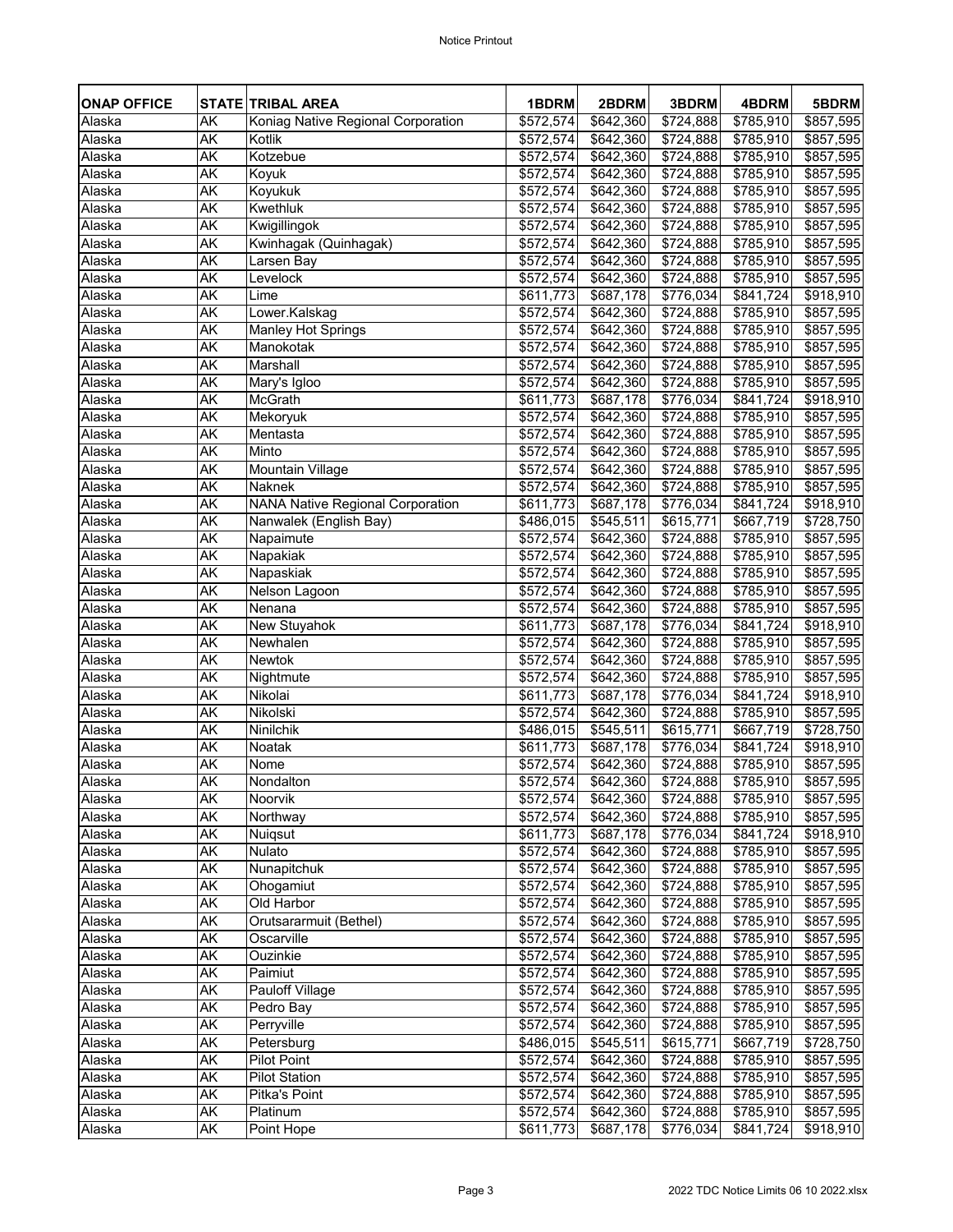| ONAP OFFICE | STATE | TRIBAL AREA | 1BDRM | 2BDRM | 3BDRM | 4BDRM | 5BDRM |
|---|---|---|---|---|---|---|---|
| Alaska | AK | Koniag Native Regional Corporation | $572,574 | $642,360 | $724,888 | $785,910 | $857,595 |
| Alaska | AK | Kotlik | $572,574 | $642,360 | $724,888 | $785,910 | $857,595 |
| Alaska | AK | Kotzebue | $572,574 | $642,360 | $724,888 | $785,910 | $857,595 |
| Alaska | AK | Koyuk | $572,574 | $642,360 | $724,888 | $785,910 | $857,595 |
| Alaska | AK | Koyukuk | $572,574 | $642,360 | $724,888 | $785,910 | $857,595 |
| Alaska | AK | Kwethluk | $572,574 | $642,360 | $724,888 | $785,910 | $857,595 |
| Alaska | AK | Kwigillingok | $572,574 | $642,360 | $724,888 | $785,910 | $857,595 |
| Alaska | AK | Kwinhagak (Quinhagak) | $572,574 | $642,360 | $724,888 | $785,910 | $857,595 |
| Alaska | AK | Larsen Bay | $572,574 | $642,360 | $724,888 | $785,910 | $857,595 |
| Alaska | AK | Levelock | $572,574 | $642,360 | $724,888 | $785,910 | $857,595 |
| Alaska | AK | Lime | $611,773 | $687,178 | $776,034 | $841,724 | $918,910 |
| Alaska | AK | Lower.Kalskag | $572,574 | $642,360 | $724,888 | $785,910 | $857,595 |
| Alaska | AK | Manley Hot Springs | $572,574 | $642,360 | $724,888 | $785,910 | $857,595 |
| Alaska | AK | Manokotak | $572,574 | $642,360 | $724,888 | $785,910 | $857,595 |
| Alaska | AK | Marshall | $572,574 | $642,360 | $724,888 | $785,910 | $857,595 |
| Alaska | AK | Mary's Igloo | $572,574 | $642,360 | $724,888 | $785,910 | $857,595 |
| Alaska | AK | McGrath | $611,773 | $687,178 | $776,034 | $841,724 | $918,910 |
| Alaska | AK | Mekoryuk | $572,574 | $642,360 | $724,888 | $785,910 | $857,595 |
| Alaska | AK | Mentasta | $572,574 | $642,360 | $724,888 | $785,910 | $857,595 |
| Alaska | AK | Minto | $572,574 | $642,360 | $724,888 | $785,910 | $857,595 |
| Alaska | AK | Mountain Village | $572,574 | $642,360 | $724,888 | $785,910 | $857,595 |
| Alaska | AK | Naknek | $572,574 | $642,360 | $724,888 | $785,910 | $857,595 |
| Alaska | AK | NANA Native Regional Corporation | $611,773 | $687,178 | $776,034 | $841,724 | $918,910 |
| Alaska | AK | Nanwalek (English Bay) | $486,015 | $545,511 | $615,771 | $667,719 | $728,750 |
| Alaska | AK | Napaimute | $572,574 | $642,360 | $724,888 | $785,910 | $857,595 |
| Alaska | AK | Napakiak | $572,574 | $642,360 | $724,888 | $785,910 | $857,595 |
| Alaska | AK | Napaskiak | $572,574 | $642,360 | $724,888 | $785,910 | $857,595 |
| Alaska | AK | Nelson Lagoon | $572,574 | $642,360 | $724,888 | $785,910 | $857,595 |
| Alaska | AK | Nenana | $572,574 | $642,360 | $724,888 | $785,910 | $857,595 |
| Alaska | AK | New Stuyahok | $611,773 | $687,178 | $776,034 | $841,724 | $918,910 |
| Alaska | AK | Newhalen | $572,574 | $642,360 | $724,888 | $785,910 | $857,595 |
| Alaska | AK | Newtok | $572,574 | $642,360 | $724,888 | $785,910 | $857,595 |
| Alaska | AK | Nightmute | $572,574 | $642,360 | $724,888 | $785,910 | $857,595 |
| Alaska | AK | Nikolai | $611,773 | $687,178 | $776,034 | $841,724 | $918,910 |
| Alaska | AK | Nikolski | $572,574 | $642,360 | $724,888 | $785,910 | $857,595 |
| Alaska | AK | Ninilchik | $486,015 | $545,511 | $615,771 | $667,719 | $728,750 |
| Alaska | AK | Noatak | $611,773 | $687,178 | $776,034 | $841,724 | $918,910 |
| Alaska | AK | Nome | $572,574 | $642,360 | $724,888 | $785,910 | $857,595 |
| Alaska | AK | Nondalton | $572,574 | $642,360 | $724,888 | $785,910 | $857,595 |
| Alaska | AK | Noorvik | $572,574 | $642,360 | $724,888 | $785,910 | $857,595 |
| Alaska | AK | Northway | $572,574 | $642,360 | $724,888 | $785,910 | $857,595 |
| Alaska | AK | Nuiqsut | $611,773 | $687,178 | $776,034 | $841,724 | $918,910 |
| Alaska | AK | Nulato | $572,574 | $642,360 | $724,888 | $785,910 | $857,595 |
| Alaska | AK | Nunapitchuk | $572,574 | $642,360 | $724,888 | $785,910 | $857,595 |
| Alaska | AK | Ohogamiut | $572,574 | $642,360 | $724,888 | $785,910 | $857,595 |
| Alaska | AK | Old Harbor | $572,574 | $642,360 | $724,888 | $785,910 | $857,595 |
| Alaska | AK | Orutsararmuit (Bethel) | $572,574 | $642,360 | $724,888 | $785,910 | $857,595 |
| Alaska | AK | Oscarville | $572,574 | $642,360 | $724,888 | $785,910 | $857,595 |
| Alaska | AK | Ouzinkie | $572,574 | $642,360 | $724,888 | $785,910 | $857,595 |
| Alaska | AK | Paimiut | $572,574 | $642,360 | $724,888 | $785,910 | $857,595 |
| Alaska | AK | Pauloff Village | $572,574 | $642,360 | $724,888 | $785,910 | $857,595 |
| Alaska | AK | Pedro Bay | $572,574 | $642,360 | $724,888 | $785,910 | $857,595 |
| Alaska | AK | Perryville | $572,574 | $642,360 | $724,888 | $785,910 | $857,595 |
| Alaska | AK | Petersburg | $486,015 | $545,511 | $615,771 | $667,719 | $728,750 |
| Alaska | AK | Pilot Point | $572,574 | $642,360 | $724,888 | $785,910 | $857,595 |
| Alaska | AK | Pilot Station | $572,574 | $642,360 | $724,888 | $785,910 | $857,595 |
| Alaska | AK | Pitka's Point | $572,574 | $642,360 | $724,888 | $785,910 | $857,595 |
| Alaska | AK | Platinum | $572,574 | $642,360 | $724,888 | $785,910 | $857,595 |
| Alaska | AK | Point Hope | $611,773 | $687,178 | $776,034 | $841,724 | $918,910 |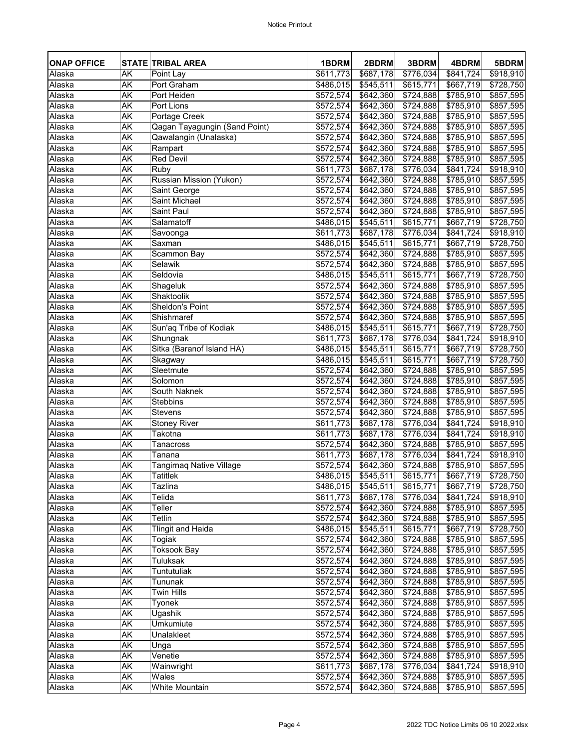| ONAP OFFICE | STATE | TRIBAL AREA | 1BDRM | 2BDRM | 3BDRM | 4BDRM | 5BDRM |
|---|---|---|---|---|---|---|---|
| Alaska | AK | Point Lay | $611,773 | $687,178 | $776,034 | $841,724 | $918,910 |
| Alaska | AK | Port Graham | $486,015 | $545,511 | $615,771 | $667,719 | $728,750 |
| Alaska | AK | Port Heiden | $572,574 | $642,360 | $724,888 | $785,910 | $857,595 |
| Alaska | AK | Port Lions | $572,574 | $642,360 | $724,888 | $785,910 | $857,595 |
| Alaska | AK | Portage Creek | $572,574 | $642,360 | $724,888 | $785,910 | $857,595 |
| Alaska | AK | Qagan Tayagungin (Sand Point) | $572,574 | $642,360 | $724,888 | $785,910 | $857,595 |
| Alaska | AK | Qawalangin (Unalaska) | $572,574 | $642,360 | $724,888 | $785,910 | $857,595 |
| Alaska | AK | Rampart | $572,574 | $642,360 | $724,888 | $785,910 | $857,595 |
| Alaska | AK | Red Devil | $572,574 | $642,360 | $724,888 | $785,910 | $857,595 |
| Alaska | AK | Ruby | $611,773 | $687,178 | $776,034 | $841,724 | $918,910 |
| Alaska | AK | Russian Mission (Yukon) | $572,574 | $642,360 | $724,888 | $785,910 | $857,595 |
| Alaska | AK | Saint George | $572,574 | $642,360 | $724,888 | $785,910 | $857,595 |
| Alaska | AK | Saint Michael | $572,574 | $642,360 | $724,888 | $785,910 | $857,595 |
| Alaska | AK | Saint Paul | $572,574 | $642,360 | $724,888 | $785,910 | $857,595 |
| Alaska | AK | Salamatoff | $486,015 | $545,511 | $615,771 | $667,719 | $728,750 |
| Alaska | AK | Savoonga | $611,773 | $687,178 | $776,034 | $841,724 | $918,910 |
| Alaska | AK | Saxman | $486,015 | $545,511 | $615,771 | $667,719 | $728,750 |
| Alaska | AK | Scammon Bay | $572,574 | $642,360 | $724,888 | $785,910 | $857,595 |
| Alaska | AK | Selawik | $572,574 | $642,360 | $724,888 | $785,910 | $857,595 |
| Alaska | AK | Seldovia | $486,015 | $545,511 | $615,771 | $667,719 | $728,750 |
| Alaska | AK | Shageluk | $572,574 | $642,360 | $724,888 | $785,910 | $857,595 |
| Alaska | AK | Shaktoolik | $572,574 | $642,360 | $724,888 | $785,910 | $857,595 |
| Alaska | AK | Sheldon's Point | $572,574 | $642,360 | $724,888 | $785,910 | $857,595 |
| Alaska | AK | Shishmaref | $572,574 | $642,360 | $724,888 | $785,910 | $857,595 |
| Alaska | AK | Sun'aq Tribe of Kodiak | $486,015 | $545,511 | $615,771 | $667,719 | $728,750 |
| Alaska | AK | Shungnak | $611,773 | $687,178 | $776,034 | $841,724 | $918,910 |
| Alaska | AK | Sitka (Baranof Island HA) | $486,015 | $545,511 | $615,771 | $667,719 | $728,750 |
| Alaska | AK | Skagway | $486,015 | $545,511 | $615,771 | $667,719 | $728,750 |
| Alaska | AK | Sleetmute | $572,574 | $642,360 | $724,888 | $785,910 | $857,595 |
| Alaska | AK | Solomon | $572,574 | $642,360 | $724,888 | $785,910 | $857,595 |
| Alaska | AK | South Naknek | $572,574 | $642,360 | $724,888 | $785,910 | $857,595 |
| Alaska | AK | Stebbins | $572,574 | $642,360 | $724,888 | $785,910 | $857,595 |
| Alaska | AK | Stevens | $572,574 | $642,360 | $724,888 | $785,910 | $857,595 |
| Alaska | AK | Stoney River | $611,773 | $687,178 | $776,034 | $841,724 | $918,910 |
| Alaska | AK | Takotna | $611,773 | $687,178 | $776,034 | $841,724 | $918,910 |
| Alaska | AK | Tanacross | $572,574 | $642,360 | $724,888 | $785,910 | $857,595 |
| Alaska | AK | Tanana | $611,773 | $687,178 | $776,034 | $841,724 | $918,910 |
| Alaska | AK | Tangirnaq Native Village | $572,574 | $642,360 | $724,888 | $785,910 | $857,595 |
| Alaska | AK | Tatitlek | $486,015 | $545,511 | $615,771 | $667,719 | $728,750 |
| Alaska | AK | Tazlina | $486,015 | $545,511 | $615,771 | $667,719 | $728,750 |
| Alaska | AK | Telida | $611,773 | $687,178 | $776,034 | $841,724 | $918,910 |
| Alaska | AK | Teller | $572,574 | $642,360 | $724,888 | $785,910 | $857,595 |
| Alaska | AK | Tetlin | $572,574 | $642,360 | $724,888 | $785,910 | $857,595 |
| Alaska | AK | Tlingit and Haida | $486,015 | $545,511 | $615,771 | $667,719 | $728,750 |
| Alaska | AK | Togiak | $572,574 | $642,360 | $724,888 | $785,910 | $857,595 |
| Alaska | AK | Toksook Bay | $572,574 | $642,360 | $724,888 | $785,910 | $857,595 |
| Alaska | AK | Tuluksak | $572,574 | $642,360 | $724,888 | $785,910 | $857,595 |
| Alaska | AK | Tuntutuliak | $572,574 | $642,360 | $724,888 | $785,910 | $857,595 |
| Alaska | AK | Tununak | $572,574 | $642,360 | $724,888 | $785,910 | $857,595 |
| Alaska | AK | Twin Hills | $572,574 | $642,360 | $724,888 | $785,910 | $857,595 |
| Alaska | AK | Tyonek | $572,574 | $642,360 | $724,888 | $785,910 | $857,595 |
| Alaska | AK | Ugashik | $572,574 | $642,360 | $724,888 | $785,910 | $857,595 |
| Alaska | AK | Umkumiute | $572,574 | $642,360 | $724,888 | $785,910 | $857,595 |
| Alaska | AK | Unalakleet | $572,574 | $642,360 | $724,888 | $785,910 | $857,595 |
| Alaska | AK | Unga | $572,574 | $642,360 | $724,888 | $785,910 | $857,595 |
| Alaska | AK | Venetie | $572,574 | $642,360 | $724,888 | $785,910 | $857,595 |
| Alaska | AK | Wainwright | $611,773 | $687,178 | $776,034 | $841,724 | $918,910 |
| Alaska | AK | Wales | $572,574 | $642,360 | $724,888 | $785,910 | $857,595 |
| Alaska | AK | White Mountain | $572,574 | $642,360 | $724,888 | $785,910 | $857,595 |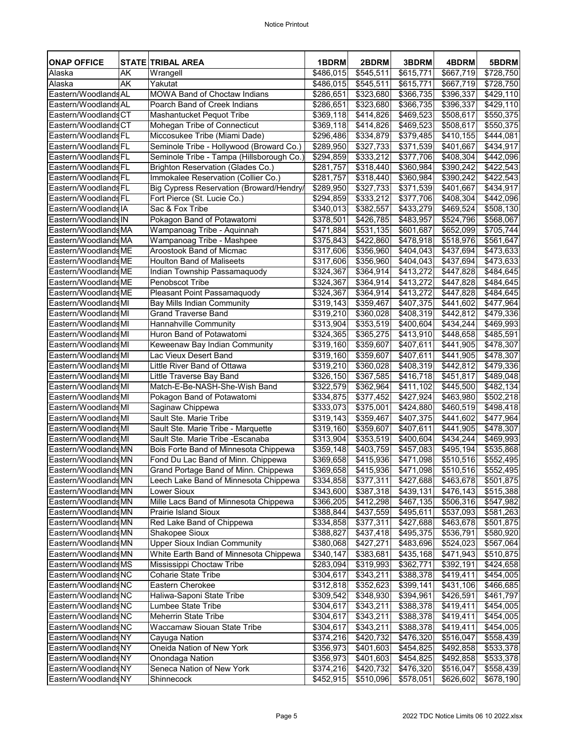| ONAP OFFICE | STATE | TRIBAL AREA | 1BDRM | 2BDRM | 3BDRM | 4BDRM | 5BDRM |
|---|---|---|---|---|---|---|---|
| Alaska | AK | Wrangell | $486,015 | $545,511 | $615,771 | $667,719 | $728,750 |
| Alaska | AK | Yakutat | $486,015 | $545,511 | $615,771 | $667,719 | $728,750 |
| Eastern/Woodlands | AL | MOWA Band of Choctaw Indians | $286,651 | $323,680 | $366,735 | $396,337 | $429,110 |
| Eastern/Woodlands | AL | Poarch Band of Creek Indians | $286,651 | $323,680 | $366,735 | $396,337 | $429,110 |
| Eastern/Woodlands | CT | Mashantucket Pequot Tribe | $369,118 | $414,826 | $469,523 | $508,617 | $550,375 |
| Eastern/Woodlands | CT | Mohegan Tribe of Connecticut | $369,118 | $414,826 | $469,523 | $508,617 | $550,375 |
| Eastern/Woodlands | FL | Miccosukee Tribe (Miami Dade) | $296,486 | $334,879 | $379,485 | $410,155 | $444,081 |
| Eastern/Woodlands | FL | Seminole Tribe - Hollywood (Broward Co.) | $289,950 | $327,733 | $371,539 | $401,667 | $434,917 |
| Eastern/Woodlands | FL | Seminole Tribe - Tampa (Hillsborough Co.) | $294,859 | $333,212 | $377,706 | $408,304 | $442,096 |
| Eastern/Woodlands | FL | Brighton Reservation (Glades Co.) | $281,757 | $318,440 | $360,984 | $390,242 | $422,543 |
| Eastern/Woodlands | FL | Immokalee Reservation (Collier Co.) | $281,757 | $318,440 | $360,984 | $390,242 | $422,543 |
| Eastern/Woodlands | FL | Big Cypress Reservation (Broward/Hendry/ | $289,950 | $327,733 | $371,539 | $401,667 | $434,917 |
| Eastern/Woodlands | FL | Fort Pierce (St. Lucie Co.) | $294,859 | $333,212 | $377,706 | $408,304 | $442,096 |
| Eastern/Woodlands | IA | Sac & Fox Tribe | $340,013 | $382,557 | $433,279 | $469,524 | $508,130 |
| Eastern/Woodlands | IN | Pokagon Band of Potawatomi | $378,501 | $426,785 | $483,957 | $524,796 | $568,067 |
| Eastern/Woodlands | MA | Wampanoag Tribe - Aquinnah | $471,884 | $531,135 | $601,687 | $652,099 | $705,744 |
| Eastern/Woodlands | MA | Wampanoag Tribe - Mashpee | $375,843 | $422,860 | $478,918 | $518,976 | $561,647 |
| Eastern/Woodlands | ME | Aroostook Band of Micmac | $317,606 | $356,960 | $404,043 | $437,694 | $473,633 |
| Eastern/Woodlands | ME | Houlton Band of Maliseets | $317,606 | $356,960 | $404,043 | $437,694 | $473,633 |
| Eastern/Woodlands | ME | Indian Township Passamaquody | $324,367 | $364,914 | $413,272 | $447,828 | $484,645 |
| Eastern/Woodlands | ME | Penobscot Tribe | $324,367 | $364,914 | $413,272 | $447,828 | $484,645 |
| Eastern/Woodlands | ME | Pleasant Point Passamaquody | $324,367 | $364,914 | $413,272 | $447,828 | $484,645 |
| Eastern/Woodlands | MI | Bay Mills Indian Community | $319,143 | $359,467 | $407,375 | $441,602 | $477,964 |
| Eastern/Woodlands | MI | Grand Traverse Band | $319,210 | $360,028 | $408,319 | $442,812 | $479,336 |
| Eastern/Woodlands | MI | Hannahville Community | $313,904 | $353,519 | $400,604 | $434,244 | $469,993 |
| Eastern/Woodlands | MI | Huron Band of Potawatomi | $324,365 | $365,275 | $413,910 | $448,658 | $485,591 |
| Eastern/Woodlands | MI | Keweenaw Bay Indian Community | $319,160 | $359,607 | $407,611 | $441,905 | $478,307 |
| Eastern/Woodlands | MI | Lac Vieux Desert Band | $319,160 | $359,607 | $407,611 | $441,905 | $478,307 |
| Eastern/Woodlands | MI | Little River Band of Ottawa | $319,210 | $360,028 | $408,319 | $442,812 | $479,336 |
| Eastern/Woodlands | MI | Little Traverse Bay Band | $326,150 | $367,585 | $416,718 | $451,817 | $489,048 |
| Eastern/Woodlands | MI | Match-E-Be-NASH-She-Wish Band | $322,579 | $362,964 | $411,102 | $445,500 | $482,134 |
| Eastern/Woodlands | MI | Pokagon Band of Potawatomi | $334,875 | $377,452 | $427,924 | $463,980 | $502,218 |
| Eastern/Woodlands | MI | Saginaw Chippewa | $333,073 | $375,001 | $424,880 | $460,519 | $498,418 |
| Eastern/Woodlands | MI | Sault Ste. Marie Tribe | $319,143 | $359,467 | $407,375 | $441,602 | $477,964 |
| Eastern/Woodlands | MI | Sault Ste. Marie Tribe - Marquette | $319,160 | $359,607 | $407,611 | $441,905 | $478,307 |
| Eastern/Woodlands | MI | Sault Ste. Marie Tribe -Escanaba | $313,904 | $353,519 | $400,604 | $434,244 | $469,993 |
| Eastern/Woodlands | MN | Bois Forte Band of Minnesota Chippewa | $359,148 | $403,759 | $457,083 | $495,194 | $535,868 |
| Eastern/Woodlands | MN | Fond Du Lac Band of Minn. Chippewa | $369,658 | $415,936 | $471,098 | $510,516 | $552,495 |
| Eastern/Woodlands | MN | Grand Portage Band of Minn. Chippewa | $369,658 | $415,936 | $471,098 | $510,516 | $552,495 |
| Eastern/Woodlands | MN | Leech Lake Band of Minnesota Chippewa | $334,858 | $377,311 | $427,688 | $463,678 | $501,875 |
| Eastern/Woodlands | MN | Lower Sioux | $343,600 | $387,318 | $439,131 | $476,143 | $515,388 |
| Eastern/Woodlands | MN | Mille Lacs Band of Minnesota Chippewa | $366,205 | $412,298 | $467,135 | $506,316 | $547,982 |
| Eastern/Woodlands | MN | Prairie Island Sioux | $388,844 | $437,559 | $495,611 | $537,093 | $581,263 |
| Eastern/Woodlands | MN | Red Lake Band of Chippewa | $334,858 | $377,311 | $427,688 | $463,678 | $501,875 |
| Eastern/Woodlands | MN | Shakopee Sioux | $388,827 | $437,418 | $495,375 | $536,791 | $580,920 |
| Eastern/Woodlands | MN | Upper Sioux Indian Community | $380,068 | $427,271 | $483,696 | $524,023 | $567,064 |
| Eastern/Woodlands | MN | White Earth Band of Minnesota Chippewa | $340,147 | $383,681 | $435,168 | $471,943 | $510,875 |
| Eastern/Woodlands | MS | Mississippi Choctaw Tribe | $283,094 | $319,993 | $362,771 | $392,191 | $424,658 |
| Eastern/Woodlands | NC | Coharie State Tribe | $304,617 | $343,211 | $388,378 | $419,411 | $454,005 |
| Eastern/Woodlands | NC | Eastern Cherokee | $312,818 | $352,623 | $399,141 | $431,106 | $466,685 |
| Eastern/Woodlands | NC | Haliwa-Saponi State Tribe | $309,542 | $348,930 | $394,961 | $426,591 | $461,797 |
| Eastern/Woodlands | NC | Lumbee State Tribe | $304,617 | $343,211 | $388,378 | $419,411 | $454,005 |
| Eastern/Woodlands | NC | Meherrin State Tribe | $304,617 | $343,211 | $388,378 | $419,411 | $454,005 |
| Eastern/Woodlands | NC | Waccamaw Siouan State Tribe | $304,617 | $343,211 | $388,378 | $419,411 | $454,005 |
| Eastern/Woodlands | NY | Cayuga Nation | $374,216 | $420,732 | $476,320 | $516,047 | $558,439 |
| Eastern/Woodlands | NY | Oneida Nation of New York | $356,973 | $401,603 | $454,825 | $492,858 | $533,378 |
| Eastern/Woodlands | NY | Onondaga Nation | $356,973 | $401,603 | $454,825 | $492,858 | $533,378 |
| Eastern/Woodlands | NY | Seneca Nation of New York | $374,216 | $420,732 | $476,320 | $516,047 | $558,439 |
| Eastern/Woodlands | NY | Shinnecock | $452,915 | $510,096 | $578,051 | $626,602 | $678,190 |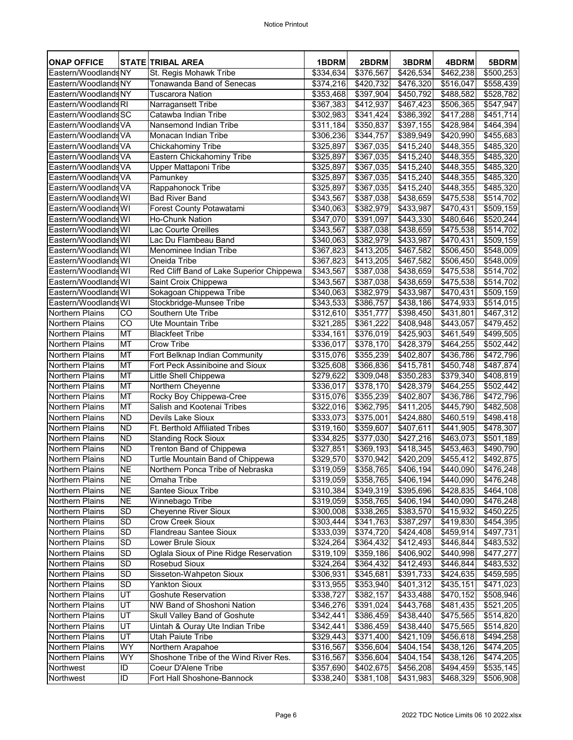| ONAP OFFICE | STATE | TRIBAL AREA | 1BDRM | 2BDRM | 3BDRM | 4BDRM | 5BDRM |
|---|---|---|---|---|---|---|---|
| Eastern/Woodlands | NY | St. Regis Mohawk Tribe | $334,634 | $376,567 | $426,534 | $462,238 | $500,253 |
| Eastern/Woodlands | NY | Tonawanda Band of Senecas | $374,216 | $420,732 | $476,320 | $516,047 | $558,439 |
| Eastern/Woodlands | NY | Tuscarora Nation | $353,468 | $397,904 | $450,792 | $488,582 | $528,782 |
| Eastern/Woodlands | RI | Narragansett Tribe | $367,383 | $412,937 | $467,423 | $506,365 | $547,947 |
| Eastern/Woodlands | SC | Catawba Indian Tribe | $302,983 | $341,424 | $386,392 | $417,288 | $451,714 |
| Eastern/Woodlands | VA | Nansemond Indian Tribe | $311,184 | $350,837 | $397,155 | $428,984 | $464,394 |
| Eastern/Woodlands | VA | Monacan Indian Tribe | $306,236 | $344,757 | $389,949 | $420,990 | $455,683 |
| Eastern/Woodlands | VA | Chickahominy Tribe | $325,897 | $367,035 | $415,240 | $448,355 | $485,320 |
| Eastern/Woodlands | VA | Eastern Chickahominy Tribe | $325,897 | $367,035 | $415,240 | $448,355 | $485,320 |
| Eastern/Woodlands | VA | Upper Mattaponi Tribe | $325,897 | $367,035 | $415,240 | $448,355 | $485,320 |
| Eastern/Woodlands | VA | Pamunkey | $325,897 | $367,035 | $415,240 | $448,355 | $485,320 |
| Eastern/Woodlands | VA | Rappahonock Tribe | $325,897 | $367,035 | $415,240 | $448,355 | $485,320 |
| Eastern/Woodlands | WI | Bad River Band | $343,567 | $387,038 | $438,659 | $475,538 | $514,702 |
| Eastern/Woodlands | WI | Forest County Potawatami | $340,063 | $382,979 | $433,987 | $470,431 | $509,159 |
| Eastern/Woodlands | WI | Ho-Chunk Nation | $347,070 | $391,097 | $443,330 | $480,646 | $520,244 |
| Eastern/Woodlands | WI | Lac Courte Oreilles | $343,567 | $387,038 | $438,659 | $475,538 | $514,702 |
| Eastern/Woodlands | WI | Lac Du Flambeau Band | $340,063 | $382,979 | $433,987 | $470,431 | $509,159 |
| Eastern/Woodlands | WI | Menominee Indian Tribe | $367,823 | $413,205 | $467,582 | $506,450 | $548,009 |
| Eastern/Woodlands | WI | Oneida Tribe | $367,823 | $413,205 | $467,582 | $506,450 | $548,009 |
| Eastern/Woodlands | WI | Red Cliff Band of Lake Superior Chippewa | $343,567 | $387,038 | $438,659 | $475,538 | $514,702 |
| Eastern/Woodlands | WI | Saint Croix Chippewa | $343,567 | $387,038 | $438,659 | $475,538 | $514,702 |
| Eastern/Woodlands | WI | Sokagoan Chippewa Tribe | $340,063 | $382,979 | $433,987 | $470,431 | $509,159 |
| Eastern/Woodlands | WI | Stockbridge-Munsee Tribe | $343,533 | $386,757 | $438,186 | $474,933 | $514,015 |
| Northern Plains | CO | Southern Ute Tribe | $312,610 | $351,777 | $398,450 | $431,801 | $467,312 |
| Northern Plains | CO | Ute Mountain Tribe | $321,285 | $361,222 | $408,948 | $443,057 | $479,452 |
| Northern Plains | MT | Blackfeet Tribe | $334,161 | $376,019 | $425,903 | $461,549 | $499,505 |
| Northern Plains | MT | Crow Tribe | $336,017 | $378,170 | $428,379 | $464,255 | $502,442 |
| Northern Plains | MT | Fort Belknap Indian Community | $315,076 | $355,239 | $402,807 | $436,786 | $472,796 |
| Northern Plains | MT | Fort Peck Assiniboine and Sioux | $325,608 | $366,836 | $415,781 | $450,748 | $487,874 |
| Northern Plains | MT | Little Shell Chippewa | $279,622 | $309,048 | $350,283 | $379,340 | $408,819 |
| Northern Plains | MT | Northern Cheyenne | $336,017 | $378,170 | $428,379 | $464,255 | $502,442 |
| Northern Plains | MT | Rocky Boy Chippewa-Cree | $315,076 | $355,239 | $402,807 | $436,786 | $472,796 |
| Northern Plains | MT | Salish and Kootenai Tribes | $322,016 | $362,795 | $411,205 | $445,790 | $482,508 |
| Northern Plains | ND | Devils Lake Sioux | $333,073 | $375,001 | $424,880 | $460,519 | $498,418 |
| Northern Plains | ND | Ft. Berthold Affiliated Tribes | $319,160 | $359,607 | $407,611 | $441,905 | $478,307 |
| Northern Plains | ND | Standing Rock Sioux | $334,825 | $377,030 | $427,216 | $463,073 | $501,189 |
| Northern Plains | ND | Trenton Band of Chippewa | $327,851 | $369,193 | $418,345 | $453,463 | $490,790 |
| Northern Plains | ND | Turtle Mountain Band of Chippewa | $329,570 | $370,942 | $420,209 | $455,412 | $492,875 |
| Northern Plains | NE | Northern Ponca Tribe of Nebraska | $319,059 | $358,765 | $406,194 | $440,090 | $476,248 |
| Northern Plains | NE | Omaha Tribe | $319,059 | $358,765 | $406,194 | $440,090 | $476,248 |
| Northern Plains | NE | Santee Sioux Tribe | $310,384 | $349,319 | $395,696 | $428,835 | $464,108 |
| Northern Plains | NE | Winnebago Tribe | $319,059 | $358,765 | $406,194 | $440,090 | $476,248 |
| Northern Plains | SD | Cheyenne River Sioux | $300,008 | $338,265 | $383,570 | $415,932 | $450,225 |
| Northern Plains | SD | Crow Creek Sioux | $303,444 | $341,763 | $387,297 | $419,830 | $454,395 |
| Northern Plains | SD | Flandreau Santee Sioux | $333,039 | $374,720 | $424,408 | $459,914 | $497,731 |
| Northern Plains | SD | Lower Brule Sioux | $324,264 | $364,432 | $412,493 | $446,844 | $483,532 |
| Northern Plains | SD | Oglala Sioux of Pine Ridge Reservation | $319,109 | $359,186 | $406,902 | $440,998 | $477,277 |
| Northern Plains | SD | Rosebud Sioux | $324,264 | $364,432 | $412,493 | $446,844 | $483,532 |
| Northern Plains | SD | Sisseton-Wahpeton Sioux | $306,931 | $345,681 | $391,733 | $424,635 | $459,595 |
| Northern Plains | SD | Yankton Sioux | $313,955 | $353,940 | $401,312 | $435,151 | $471,023 |
| Northern Plains | UT | Goshute Reservation | $338,727 | $382,157 | $433,488 | $470,152 | $508,946 |
| Northern Plains | UT | NW Band of Shoshoni Nation | $346,276 | $391,024 | $443,768 | $481,435 | $521,205 |
| Northern Plains | UT | Skull Valley Band of Goshute | $342,441 | $386,459 | $438,440 | $475,565 | $514,820 |
| Northern Plains | UT | Uintah & Ouray Ute Indian Tribe | $342,441 | $386,459 | $438,440 | $475,565 | $514,820 |
| Northern Plains | UT | Utah Paiute Tribe | $329,443 | $371,400 | $421,109 | $456,618 | $494,258 |
| Northern Plains | WY | Northern Arapahoe | $316,567 | $356,604 | $404,154 | $438,126 | $474,205 |
| Northern Plains | WY | Shoshone Tribe of the Wind River Res. | $316,567 | $356,604 | $404,154 | $438,126 | $474,205 |
| Northwest | ID | Coeur D'Alene Tribe | $357,690 | $402,675 | $456,208 | $494,459 | $535,145 |
| Northwest | ID | Fort Hall Shoshone-Bannock | $338,240 | $381,108 | $431,983 | $468,329 | $506,908 |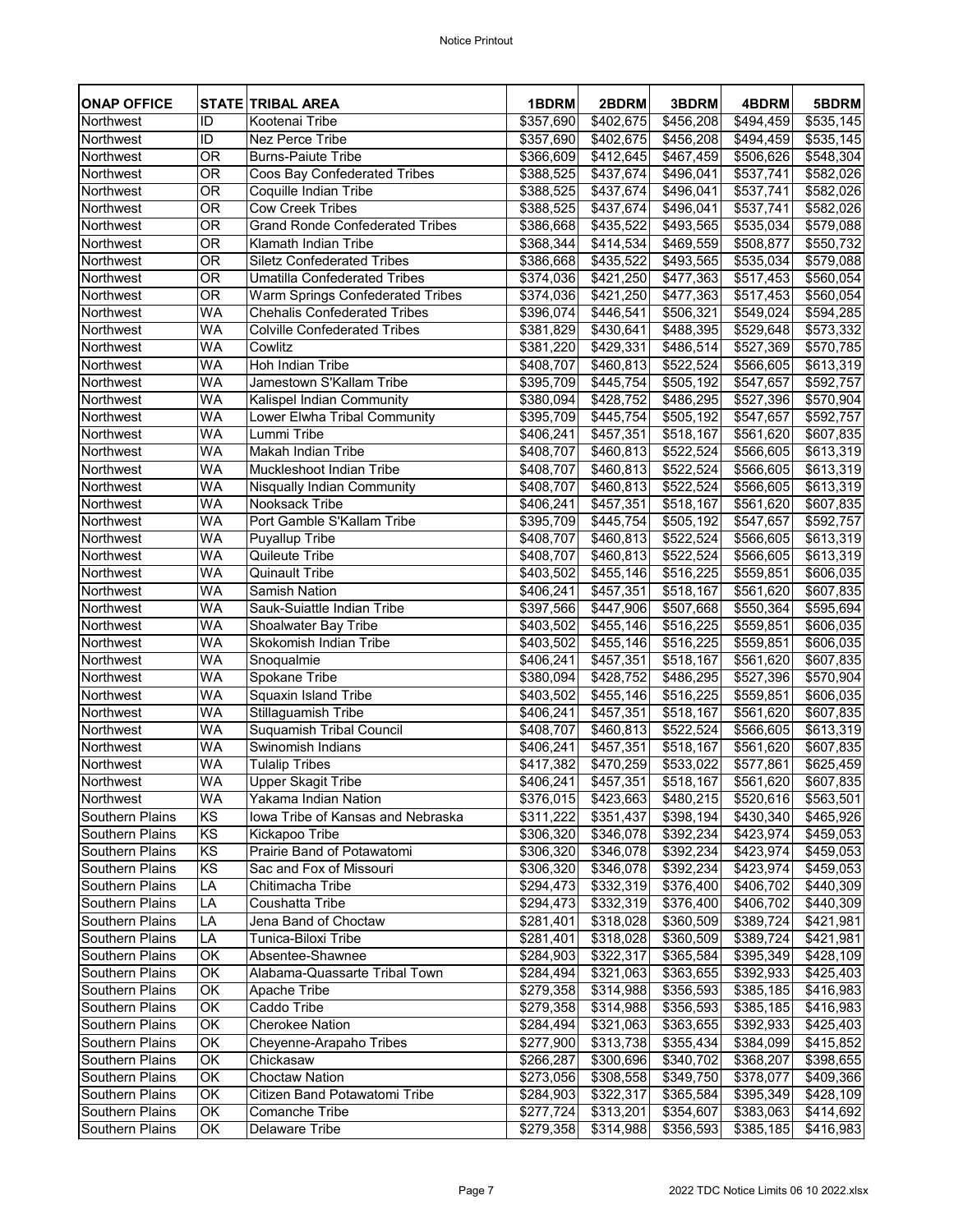| ONAP OFFICE | STATE | TRIBAL AREA | 1BDRM | 2BDRM | 3BDRM | 4BDRM | 5BDRM |
|---|---|---|---|---|---|---|---|
| Northwest | ID | Kootenai Tribe | $357,690 | $402,675 | $456,208 | $494,459 | $535,145 |
| Northwest | ID | Nez Perce Tribe | $357,690 | $402,675 | $456,208 | $494,459 | $535,145 |
| Northwest | OR | Burns-Paiute Tribe | $366,609 | $412,645 | $467,459 | $506,626 | $548,304 |
| Northwest | OR | Coos Bay Confederated Tribes | $388,525 | $437,674 | $496,041 | $537,741 | $582,026 |
| Northwest | OR | Coquille Indian Tribe | $388,525 | $437,674 | $496,041 | $537,741 | $582,026 |
| Northwest | OR | Cow Creek Tribes | $388,525 | $437,674 | $496,041 | $537,741 | $582,026 |
| Northwest | OR | Grand Ronde Confederated Tribes | $386,668 | $435,522 | $493,565 | $535,034 | $579,088 |
| Northwest | OR | Klamath Indian Tribe | $368,344 | $414,534 | $469,559 | $508,877 | $550,732 |
| Northwest | OR | Siletz Confederated Tribes | $386,668 | $435,522 | $493,565 | $535,034 | $579,088 |
| Northwest | OR | Umatilla Confederated Tribes | $374,036 | $421,250 | $477,363 | $517,453 | $560,054 |
| Northwest | OR | Warm Springs Confederated Tribes | $374,036 | $421,250 | $477,363 | $517,453 | $560,054 |
| Northwest | WA | Chehalis Confederated Tribes | $396,074 | $446,541 | $506,321 | $549,024 | $594,285 |
| Northwest | WA | Colville Confederated Tribes | $381,829 | $430,641 | $488,395 | $529,648 | $573,332 |
| Northwest | WA | Cowlitz | $381,220 | $429,331 | $486,514 | $527,369 | $570,785 |
| Northwest | WA | Hoh Indian Tribe | $408,707 | $460,813 | $522,524 | $566,605 | $613,319 |
| Northwest | WA | Jamestown S'Kallam Tribe | $395,709 | $445,754 | $505,192 | $547,657 | $592,757 |
| Northwest | WA | Kalispel Indian Community | $380,094 | $428,752 | $486,295 | $527,396 | $570,904 |
| Northwest | WA | Lower Elwha Tribal Community | $395,709 | $445,754 | $505,192 | $547,657 | $592,757 |
| Northwest | WA | Lummi Tribe | $406,241 | $457,351 | $518,167 | $561,620 | $607,835 |
| Northwest | WA | Makah Indian Tribe | $408,707 | $460,813 | $522,524 | $566,605 | $613,319 |
| Northwest | WA | Muckleshoot Indian Tribe | $408,707 | $460,813 | $522,524 | $566,605 | $613,319 |
| Northwest | WA | Nisqually Indian Community | $408,707 | $460,813 | $522,524 | $566,605 | $613,319 |
| Northwest | WA | Nooksack Tribe | $406,241 | $457,351 | $518,167 | $561,620 | $607,835 |
| Northwest | WA | Port Gamble S'Kallam Tribe | $395,709 | $445,754 | $505,192 | $547,657 | $592,757 |
| Northwest | WA | Puyallup Tribe | $408,707 | $460,813 | $522,524 | $566,605 | $613,319 |
| Northwest | WA | Quileute Tribe | $408,707 | $460,813 | $522,524 | $566,605 | $613,319 |
| Northwest | WA | Quinault Tribe | $403,502 | $455,146 | $516,225 | $559,851 | $606,035 |
| Northwest | WA | Samish Nation | $406,241 | $457,351 | $518,167 | $561,620 | $607,835 |
| Northwest | WA | Sauk-Suiattle Indian Tribe | $397,566 | $447,906 | $507,668 | $550,364 | $595,694 |
| Northwest | WA | Shoalwater Bay Tribe | $403,502 | $455,146 | $516,225 | $559,851 | $606,035 |
| Northwest | WA | Skokomish Indian Tribe | $403,502 | $455,146 | $516,225 | $559,851 | $606,035 |
| Northwest | WA | Snoqualmie | $406,241 | $457,351 | $518,167 | $561,620 | $607,835 |
| Northwest | WA | Spokane Tribe | $380,094 | $428,752 | $486,295 | $527,396 | $570,904 |
| Northwest | WA | Squaxin Island Tribe | $403,502 | $455,146 | $516,225 | $559,851 | $606,035 |
| Northwest | WA | Stillaguamish Tribe | $406,241 | $457,351 | $518,167 | $561,620 | $607,835 |
| Northwest | WA | Suquamish Tribal Council | $408,707 | $460,813 | $522,524 | $566,605 | $613,319 |
| Northwest | WA | Swinomish Indians | $406,241 | $457,351 | $518,167 | $561,620 | $607,835 |
| Northwest | WA | Tulalip Tribes | $417,382 | $470,259 | $533,022 | $577,861 | $625,459 |
| Northwest | WA | Upper Skagit Tribe | $406,241 | $457,351 | $518,167 | $561,620 | $607,835 |
| Northwest | WA | Yakama Indian Nation | $376,015 | $423,663 | $480,215 | $520,616 | $563,501 |
| Southern Plains | KS | Iowa Tribe of Kansas and Nebraska | $311,222 | $351,437 | $398,194 | $430,340 | $465,926 |
| Southern Plains | KS | Kickapoo Tribe | $306,320 | $346,078 | $392,234 | $423,974 | $459,053 |
| Southern Plains | KS | Prairie Band of Potawatomi | $306,320 | $346,078 | $392,234 | $423,974 | $459,053 |
| Southern Plains | KS | Sac and Fox of Missouri | $306,320 | $346,078 | $392,234 | $423,974 | $459,053 |
| Southern Plains | LA | Chitimacha Tribe | $294,473 | $332,319 | $376,400 | $406,702 | $440,309 |
| Southern Plains | LA | Coushatta Tribe | $294,473 | $332,319 | $376,400 | $406,702 | $440,309 |
| Southern Plains | LA | Jena Band of Choctaw | $281,401 | $318,028 | $360,509 | $389,724 | $421,981 |
| Southern Plains | LA | Tunica-Biloxi Tribe | $281,401 | $318,028 | $360,509 | $389,724 | $421,981 |
| Southern Plains | OK | Absentee-Shawnee | $284,903 | $322,317 | $365,584 | $395,349 | $428,109 |
| Southern Plains | OK | Alabama-Quassarte Tribal Town | $284,494 | $321,063 | $363,655 | $392,933 | $425,403 |
| Southern Plains | OK | Apache Tribe | $279,358 | $314,988 | $356,593 | $385,185 | $416,983 |
| Southern Plains | OK | Caddo Tribe | $279,358 | $314,988 | $356,593 | $385,185 | $416,983 |
| Southern Plains | OK | Cherokee Nation | $284,494 | $321,063 | $363,655 | $392,933 | $425,403 |
| Southern Plains | OK | Cheyenne-Arapaho Tribes | $277,900 | $313,738 | $355,434 | $384,099 | $415,852 |
| Southern Plains | OK | Chickasaw | $266,287 | $300,696 | $340,702 | $368,207 | $398,655 |
| Southern Plains | OK | Choctaw Nation | $273,056 | $308,558 | $349,750 | $378,077 | $409,366 |
| Southern Plains | OK | Citizen Band Potawatomi Tribe | $284,903 | $322,317 | $365,584 | $395,349 | $428,109 |
| Southern Plains | OK | Comanche Tribe | $277,724 | $313,201 | $354,607 | $383,063 | $414,692 |
| Southern Plains | OK | Delaware Tribe | $279,358 | $314,988 | $356,593 | $385,185 | $416,983 |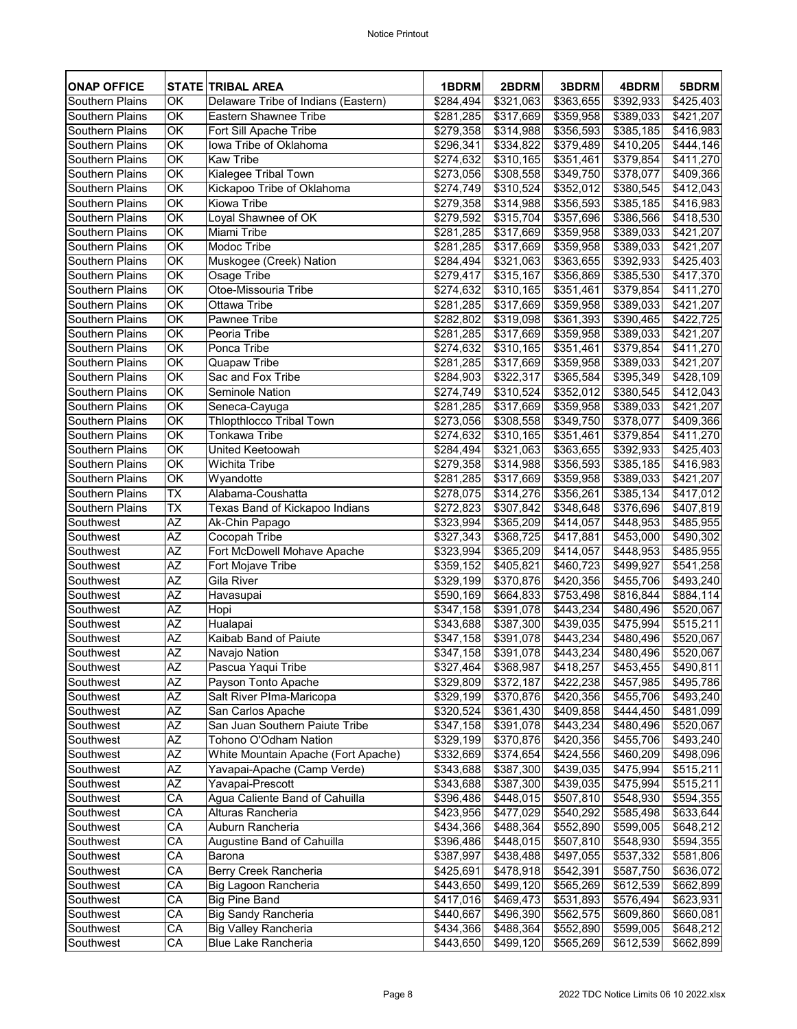| ONAP OFFICE | STATE | TRIBAL AREA | 1BDRM | 2BDRM | 3BDRM | 4BDRM | 5BDRM |
|---|---|---|---|---|---|---|---|
| Southern Plains | OK | Delaware Tribe of Indians (Eastern) | $284,494 | $321,063 | $363,655 | $392,933 | $425,403 |
| Southern Plains | OK | Eastern Shawnee Tribe | $281,285 | $317,669 | $359,958 | $389,033 | $421,207 |
| Southern Plains | OK | Fort Sill Apache Tribe | $279,358 | $314,988 | $356,593 | $385,185 | $416,983 |
| Southern Plains | OK | Iowa Tribe of Oklahoma | $296,341 | $334,822 | $379,489 | $410,205 | $444,146 |
| Southern Plains | OK | Kaw Tribe | $274,632 | $310,165 | $351,461 | $379,854 | $411,270 |
| Southern Plains | OK | Kialegee Tribal Town | $273,056 | $308,558 | $349,750 | $378,077 | $409,366 |
| Southern Plains | OK | Kickapoo Tribe of Oklahoma | $274,749 | $310,524 | $352,012 | $380,545 | $412,043 |
| Southern Plains | OK | Kiowa Tribe | $279,358 | $314,988 | $356,593 | $385,185 | $416,983 |
| Southern Plains | OK | Loyal Shawnee of OK | $279,592 | $315,704 | $357,696 | $386,566 | $418,530 |
| Southern Plains | OK | Miami Tribe | $281,285 | $317,669 | $359,958 | $389,033 | $421,207 |
| Southern Plains | OK | Modoc Tribe | $281,285 | $317,669 | $359,958 | $389,033 | $421,207 |
| Southern Plains | OK | Muskogee (Creek) Nation | $284,494 | $321,063 | $363,655 | $392,933 | $425,403 |
| Southern Plains | OK | Osage Tribe | $279,417 | $315,167 | $356,869 | $385,530 | $417,370 |
| Southern Plains | OK | Otoe-Missouria Tribe | $274,632 | $310,165 | $351,461 | $379,854 | $411,270 |
| Southern Plains | OK | Ottawa Tribe | $281,285 | $317,669 | $359,958 | $389,033 | $421,207 |
| Southern Plains | OK | Pawnee Tribe | $282,802 | $319,098 | $361,393 | $390,465 | $422,725 |
| Southern Plains | OK | Peoria Tribe | $281,285 | $317,669 | $359,958 | $389,033 | $421,207 |
| Southern Plains | OK | Ponca Tribe | $274,632 | $310,165 | $351,461 | $379,854 | $411,270 |
| Southern Plains | OK | Quapaw Tribe | $281,285 | $317,669 | $359,958 | $389,033 | $421,207 |
| Southern Plains | OK | Sac and Fox Tribe | $284,903 | $322,317 | $365,584 | $395,349 | $428,109 |
| Southern Plains | OK | Seminole Nation | $274,749 | $310,524 | $352,012 | $380,545 | $412,043 |
| Southern Plains | OK | Seneca-Cayuga | $281,285 | $317,669 | $359,958 | $389,033 | $421,207 |
| Southern Plains | OK | Thlopthlocco Tribal Town | $273,056 | $308,558 | $349,750 | $378,077 | $409,366 |
| Southern Plains | OK | Tonkawa Tribe | $274,632 | $310,165 | $351,461 | $379,854 | $411,270 |
| Southern Plains | OK | United Keetoowah | $284,494 | $321,063 | $363,655 | $392,933 | $425,403 |
| Southern Plains | OK | Wichita Tribe | $279,358 | $314,988 | $356,593 | $385,185 | $416,983 |
| Southern Plains | OK | Wyandotte | $281,285 | $317,669 | $359,958 | $389,033 | $421,207 |
| Southern Plains | TX | Alabama-Coushatta | $278,075 | $314,276 | $356,261 | $385,134 | $417,012 |
| Southern Plains | TX | Texas Band of Kickapoo Indians | $272,823 | $307,842 | $348,648 | $376,696 | $407,819 |
| Southwest | AZ | Ak-Chin Papago | $323,994 | $365,209 | $414,057 | $448,953 | $485,955 |
| Southwest | AZ | Cocopah Tribe | $327,343 | $368,725 | $417,881 | $453,000 | $490,302 |
| Southwest | AZ | Fort McDowell Mohave Apache | $323,994 | $365,209 | $414,057 | $448,953 | $485,955 |
| Southwest | AZ | Fort Mojave Tribe | $359,152 | $405,821 | $460,723 | $499,927 | $541,258 |
| Southwest | AZ | Gila River | $329,199 | $370,876 | $420,356 | $455,706 | $493,240 |
| Southwest | AZ | Havasupai | $590,169 | $664,833 | $753,498 | $816,844 | $884,114 |
| Southwest | AZ | Hopi | $347,158 | $391,078 | $443,234 | $480,496 | $520,067 |
| Southwest | AZ | Hualapai | $343,688 | $387,300 | $439,035 | $475,994 | $515,211 |
| Southwest | AZ | Kaibab Band of Paiute | $347,158 | $391,078 | $443,234 | $480,496 | $520,067 |
| Southwest | AZ | Navajo Nation | $347,158 | $391,078 | $443,234 | $480,496 | $520,067 |
| Southwest | AZ | Pascua Yaqui Tribe | $327,464 | $368,987 | $418,257 | $453,455 | $490,811 |
| Southwest | AZ | Payson Tonto Apache | $329,809 | $372,187 | $422,238 | $457,985 | $495,786 |
| Southwest | AZ | Salt River PIma-Maricopa | $329,199 | $370,876 | $420,356 | $455,706 | $493,240 |
| Southwest | AZ | San Carlos Apache | $320,524 | $361,430 | $409,858 | $444,450 | $481,099 |
| Southwest | AZ | San Juan Southern Paiute Tribe | $347,158 | $391,078 | $443,234 | $480,496 | $520,067 |
| Southwest | AZ | Tohono O'Odham Nation | $329,199 | $370,876 | $420,356 | $455,706 | $493,240 |
| Southwest | AZ | White Mountain Apache (Fort Apache) | $332,669 | $374,654 | $424,556 | $460,209 | $498,096 |
| Southwest | AZ | Yavapai-Apache (Camp Verde) | $343,688 | $387,300 | $439,035 | $475,994 | $515,211 |
| Southwest | AZ | Yavapai-Prescott | $343,688 | $387,300 | $439,035 | $475,994 | $515,211 |
| Southwest | CA | Agua Caliente Band of Cahuilla | $396,486 | $448,015 | $507,810 | $548,930 | $594,355 |
| Southwest | CA | Alturas Rancheria | $423,956 | $477,029 | $540,292 | $585,498 | $633,644 |
| Southwest | CA | Auburn Rancheria | $434,366 | $488,364 | $552,890 | $599,005 | $648,212 |
| Southwest | CA | Augustine Band of Cahuilla | $396,486 | $448,015 | $507,810 | $548,930 | $594,355 |
| Southwest | CA | Barona | $387,997 | $438,488 | $497,055 | $537,332 | $581,806 |
| Southwest | CA | Berry Creek Rancheria | $425,691 | $478,918 | $542,391 | $587,750 | $636,072 |
| Southwest | CA | Big Lagoon Rancheria | $443,650 | $499,120 | $565,269 | $612,539 | $662,899 |
| Southwest | CA | Big Pine Band | $417,016 | $469,473 | $531,893 | $576,494 | $623,931 |
| Southwest | CA | Big Sandy Rancheria | $440,667 | $496,390 | $562,575 | $609,860 | $660,081 |
| Southwest | CA | Big Valley Rancheria | $434,366 | $488,364 | $552,890 | $599,005 | $648,212 |
| Southwest | CA | Blue Lake Rancheria | $443,650 | $499,120 | $565,269 | $612,539 | $662,899 |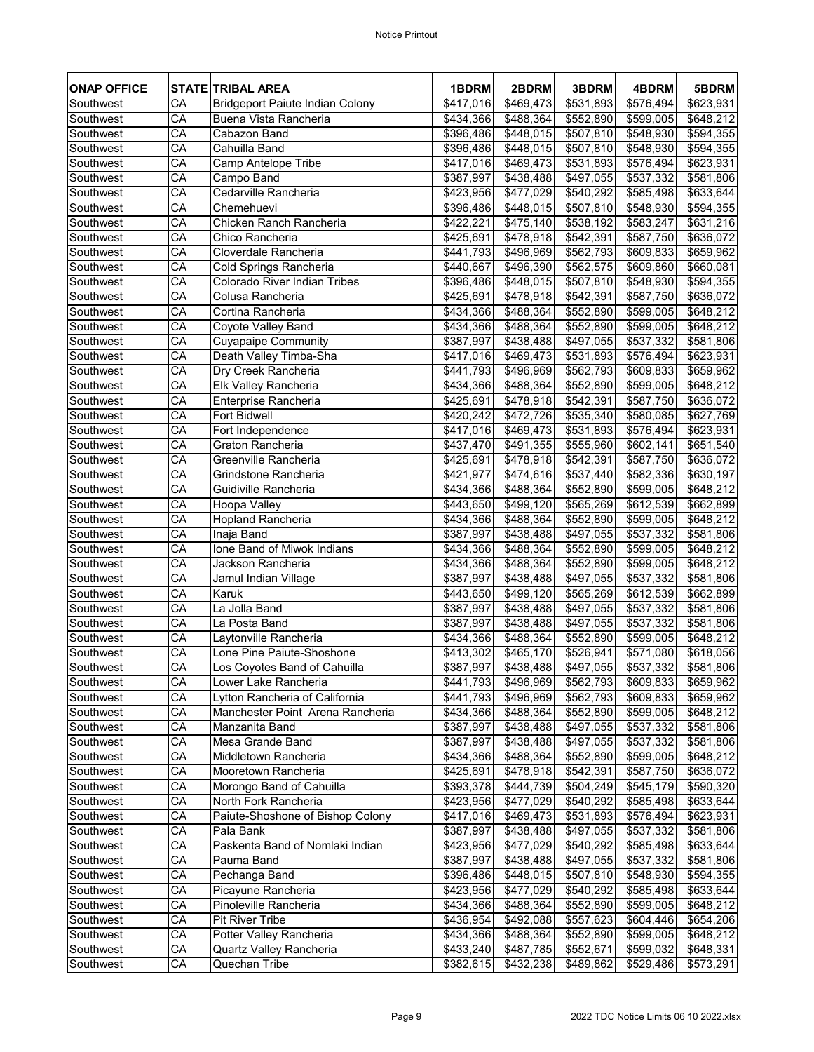| ONAP OFFICE | STATE | TRIBAL AREA | 1BDRM | 2BDRM | 3BDRM | 4BDRM | 5BDRM |
|---|---|---|---|---|---|---|---|
| Southwest | CA | Bridgeport Paiute Indian Colony | $417,016 | $469,473 | $531,893 | $576,494 | $623,931 |
| Southwest | CA | Buena Vista Rancheria | $434,366 | $488,364 | $552,890 | $599,005 | $648,212 |
| Southwest | CA | Cabazon Band | $396,486 | $448,015 | $507,810 | $548,930 | $594,355 |
| Southwest | CA | Cahuilla Band | $396,486 | $448,015 | $507,810 | $548,930 | $594,355 |
| Southwest | CA | Camp Antelope Tribe | $417,016 | $469,473 | $531,893 | $576,494 | $623,931 |
| Southwest | CA | Campo Band | $387,997 | $438,488 | $497,055 | $537,332 | $581,806 |
| Southwest | CA | Cedarville Rancheria | $423,956 | $477,029 | $540,292 | $585,498 | $633,644 |
| Southwest | CA | Chemehuevi | $396,486 | $448,015 | $507,810 | $548,930 | $594,355 |
| Southwest | CA | Chicken Ranch Rancheria | $422,221 | $475,140 | $538,192 | $583,247 | $631,216 |
| Southwest | CA | Chico Rancheria | $425,691 | $478,918 | $542,391 | $587,750 | $636,072 |
| Southwest | CA | Cloverdale Rancheria | $441,793 | $496,969 | $562,793 | $609,833 | $659,962 |
| Southwest | CA | Cold Springs Rancheria | $440,667 | $496,390 | $562,575 | $609,860 | $660,081 |
| Southwest | CA | Colorado River Indian Tribes | $396,486 | $448,015 | $507,810 | $548,930 | $594,355 |
| Southwest | CA | Colusa Rancheria | $425,691 | $478,918 | $542,391 | $587,750 | $636,072 |
| Southwest | CA | Cortina Rancheria | $434,366 | $488,364 | $552,890 | $599,005 | $648,212 |
| Southwest | CA | Coyote Valley Band | $434,366 | $488,364 | $552,890 | $599,005 | $648,212 |
| Southwest | CA | Cuyapaipe Community | $387,997 | $438,488 | $497,055 | $537,332 | $581,806 |
| Southwest | CA | Death Valley Timba-Sha | $417,016 | $469,473 | $531,893 | $576,494 | $623,931 |
| Southwest | CA | Dry Creek Rancheria | $441,793 | $496,969 | $562,793 | $609,833 | $659,962 |
| Southwest | CA | Elk Valley Rancheria | $434,366 | $488,364 | $552,890 | $599,005 | $648,212 |
| Southwest | CA | Enterprise Rancheria | $425,691 | $478,918 | $542,391 | $587,750 | $636,072 |
| Southwest | CA | Fort Bidwell | $420,242 | $472,726 | $535,340 | $580,085 | $627,769 |
| Southwest | CA | Fort Independence | $417,016 | $469,473 | $531,893 | $576,494 | $623,931 |
| Southwest | CA | Graton Rancheria | $437,470 | $491,355 | $555,960 | $602,141 | $651,540 |
| Southwest | CA | Greenville Rancheria | $425,691 | $478,918 | $542,391 | $587,750 | $636,072 |
| Southwest | CA | Grindstone Rancheria | $421,977 | $474,616 | $537,440 | $582,336 | $630,197 |
| Southwest | CA | Guidiville Rancheria | $434,366 | $488,364 | $552,890 | $599,005 | $648,212 |
| Southwest | CA | Hoopa Valley | $443,650 | $499,120 | $565,269 | $612,539 | $662,899 |
| Southwest | CA | Hopland Rancheria | $434,366 | $488,364 | $552,890 | $599,005 | $648,212 |
| Southwest | CA | Inaja Band | $387,997 | $438,488 | $497,055 | $537,332 | $581,806 |
| Southwest | CA | Ione Band of Miwok Indians | $434,366 | $488,364 | $552,890 | $599,005 | $648,212 |
| Southwest | CA | Jackson Rancheria | $434,366 | $488,364 | $552,890 | $599,005 | $648,212 |
| Southwest | CA | Jamul Indian Village | $387,997 | $438,488 | $497,055 | $537,332 | $581,806 |
| Southwest | CA | Karuk | $443,650 | $499,120 | $565,269 | $612,539 | $662,899 |
| Southwest | CA | La Jolla Band | $387,997 | $438,488 | $497,055 | $537,332 | $581,806 |
| Southwest | CA | La Posta Band | $387,997 | $438,488 | $497,055 | $537,332 | $581,806 |
| Southwest | CA | Laytonville Rancheria | $434,366 | $488,364 | $552,890 | $599,005 | $648,212 |
| Southwest | CA | Lone Pine Paiute-Shoshone | $413,302 | $465,170 | $526,941 | $571,080 | $618,056 |
| Southwest | CA | Los Coyotes Band of Cahuilla | $387,997 | $438,488 | $497,055 | $537,332 | $581,806 |
| Southwest | CA | Lower Lake Rancheria | $441,793 | $496,969 | $562,793 | $609,833 | $659,962 |
| Southwest | CA | Lytton Rancheria of California | $441,793 | $496,969 | $562,793 | $609,833 | $659,962 |
| Southwest | CA | Manchester Point Arena Rancheria | $434,366 | $488,364 | $552,890 | $599,005 | $648,212 |
| Southwest | CA | Manzanita Band | $387,997 | $438,488 | $497,055 | $537,332 | $581,806 |
| Southwest | CA | Mesa Grande Band | $387,997 | $438,488 | $497,055 | $537,332 | $581,806 |
| Southwest | CA | Middletown Rancheria | $434,366 | $488,364 | $552,890 | $599,005 | $648,212 |
| Southwest | CA | Mooretown Rancheria | $425,691 | $478,918 | $542,391 | $587,750 | $636,072 |
| Southwest | CA | Morongo Band of Cahuilla | $393,378 | $444,739 | $504,249 | $545,179 | $590,320 |
| Southwest | CA | North Fork Rancheria | $423,956 | $477,029 | $540,292 | $585,498 | $633,644 |
| Southwest | CA | Paiute-Shoshone of Bishop Colony | $417,016 | $469,473 | $531,893 | $576,494 | $623,931 |
| Southwest | CA | Pala Bank | $387,997 | $438,488 | $497,055 | $537,332 | $581,806 |
| Southwest | CA | Paskenta Band of Nomlaki Indian | $423,956 | $477,029 | $540,292 | $585,498 | $633,644 |
| Southwest | CA | Pauma Band | $387,997 | $438,488 | $497,055 | $537,332 | $581,806 |
| Southwest | CA | Pechanga Band | $396,486 | $448,015 | $507,810 | $548,930 | $594,355 |
| Southwest | CA | Picayune Rancheria | $423,956 | $477,029 | $540,292 | $585,498 | $633,644 |
| Southwest | CA | Pinoleville Rancheria | $434,366 | $488,364 | $552,890 | $599,005 | $648,212 |
| Southwest | CA | Pit River Tribe | $436,954 | $492,088 | $557,623 | $604,446 | $654,206 |
| Southwest | CA | Potter Valley Rancheria | $434,366 | $488,364 | $552,890 | $599,005 | $648,212 |
| Southwest | CA | Quartz Valley Rancheria | $433,240 | $487,785 | $552,671 | $599,032 | $648,331 |
| Southwest | CA | Quechan Tribe | $382,615 | $432,238 | $489,862 | $529,486 | $573,291 |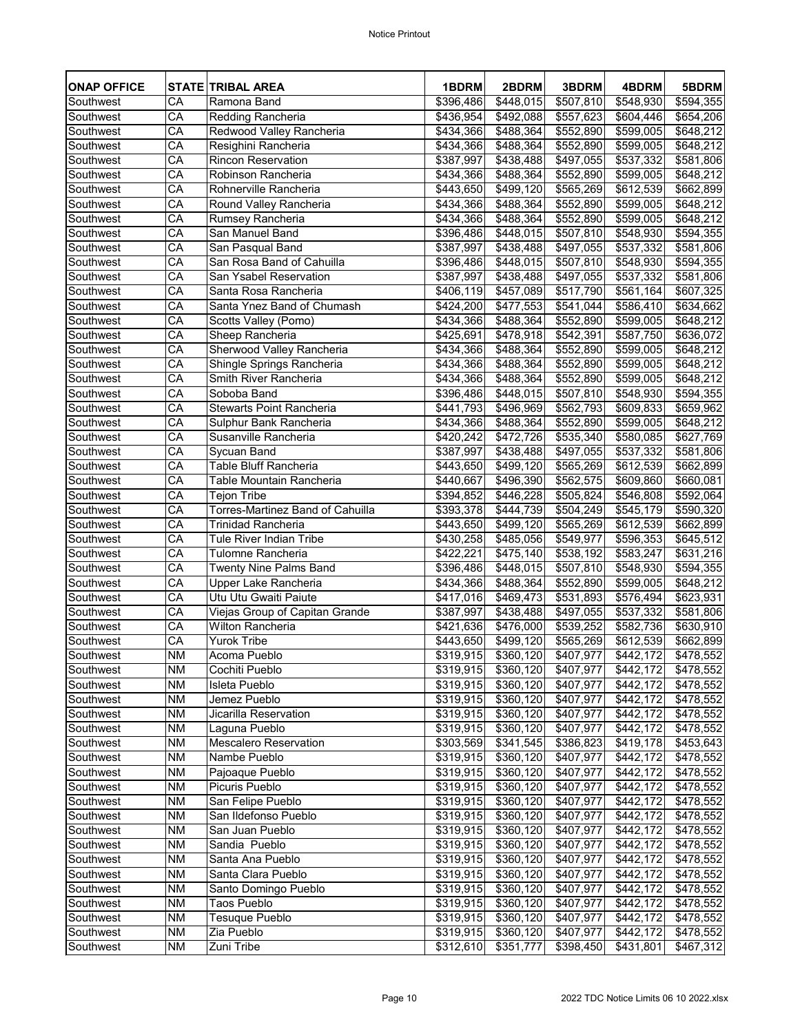| ONAP OFFICE | STATE | TRIBAL AREA | 1BDRM | 2BDRM | 3BDRM | 4BDRM | 5BDRM |
|---|---|---|---|---|---|---|---|
| Southwest | CA | Ramona Band | $396,486 | $448,015 | $507,810 | $548,930 | $594,355 |
| Southwest | CA | Redding Rancheria | $436,954 | $492,088 | $557,623 | $604,446 | $654,206 |
| Southwest | CA | Redwood Valley Rancheria | $434,366 | $488,364 | $552,890 | $599,005 | $648,212 |
| Southwest | CA | Resighini Rancheria | $434,366 | $488,364 | $552,890 | $599,005 | $648,212 |
| Southwest | CA | Rincon Reservation | $387,997 | $438,488 | $497,055 | $537,332 | $581,806 |
| Southwest | CA | Robinson Rancheria | $434,366 | $488,364 | $552,890 | $599,005 | $648,212 |
| Southwest | CA | Rohnerville Rancheria | $443,650 | $499,120 | $565,269 | $612,539 | $662,899 |
| Southwest | CA | Round Valley Rancheria | $434,366 | $488,364 | $552,890 | $599,005 | $648,212 |
| Southwest | CA | Rumsey Rancheria | $434,366 | $488,364 | $552,890 | $599,005 | $648,212 |
| Southwest | CA | San Manuel Band | $396,486 | $448,015 | $507,810 | $548,930 | $594,355 |
| Southwest | CA | San Pasqual Band | $387,997 | $438,488 | $497,055 | $537,332 | $581,806 |
| Southwest | CA | San Rosa Band of Cahuilla | $396,486 | $448,015 | $507,810 | $548,930 | $594,355 |
| Southwest | CA | San Ysabel Reservation | $387,997 | $438,488 | $497,055 | $537,332 | $581,806 |
| Southwest | CA | Santa Rosa Rancheria | $406,119 | $457,089 | $517,790 | $561,164 | $607,325 |
| Southwest | CA | Santa Ynez Band of Chumash | $424,200 | $477,553 | $541,044 | $586,410 | $634,662 |
| Southwest | CA | Scotts Valley (Pomo) | $434,366 | $488,364 | $552,890 | $599,005 | $648,212 |
| Southwest | CA | Sheep Rancheria | $425,691 | $478,918 | $542,391 | $587,750 | $636,072 |
| Southwest | CA | Sherwood Valley Rancheria | $434,366 | $488,364 | $552,890 | $599,005 | $648,212 |
| Southwest | CA | Shingle Springs Rancheria | $434,366 | $488,364 | $552,890 | $599,005 | $648,212 |
| Southwest | CA | Smith River Rancheria | $434,366 | $488,364 | $552,890 | $599,005 | $648,212 |
| Southwest | CA | Soboba Band | $396,486 | $448,015 | $507,810 | $548,930 | $594,355 |
| Southwest | CA | Stewarts Point Rancheria | $441,793 | $496,969 | $562,793 | $609,833 | $659,962 |
| Southwest | CA | Sulphur Bank Rancheria | $434,366 | $488,364 | $552,890 | $599,005 | $648,212 |
| Southwest | CA | Susanville Rancheria | $420,242 | $472,726 | $535,340 | $580,085 | $627,769 |
| Southwest | CA | Sycuan Band | $387,997 | $438,488 | $497,055 | $537,332 | $581,806 |
| Southwest | CA | Table Bluff Rancheria | $443,650 | $499,120 | $565,269 | $612,539 | $662,899 |
| Southwest | CA | Table Mountain Rancheria | $440,667 | $496,390 | $562,575 | $609,860 | $660,081 |
| Southwest | CA | Tejon Tribe | $394,852 | $446,228 | $505,824 | $546,808 | $592,064 |
| Southwest | CA | Torres-Martinez Band of Cahuilla | $393,378 | $444,739 | $504,249 | $545,179 | $590,320 |
| Southwest | CA | Trinidad Rancheria | $443,650 | $499,120 | $565,269 | $612,539 | $662,899 |
| Southwest | CA | Tule River Indian Tribe | $430,258 | $485,056 | $549,977 | $596,353 | $645,512 |
| Southwest | CA | Tulomne Rancheria | $422,221 | $475,140 | $538,192 | $583,247 | $631,216 |
| Southwest | CA | Twenty Nine Palms Band | $396,486 | $448,015 | $507,810 | $548,930 | $594,355 |
| Southwest | CA | Upper Lake Rancheria | $434,366 | $488,364 | $552,890 | $599,005 | $648,212 |
| Southwest | CA | Utu Utu Gwaiti Paiute | $417,016 | $469,473 | $531,893 | $576,494 | $623,931 |
| Southwest | CA | Viejas Group of Capitan Grande | $387,997 | $438,488 | $497,055 | $537,332 | $581,806 |
| Southwest | CA | Wilton Rancheria | $421,636 | $476,000 | $539,252 | $582,736 | $630,910 |
| Southwest | CA | Yurok Tribe | $443,650 | $499,120 | $565,269 | $612,539 | $662,899 |
| Southwest | NM | Acoma Pueblo | $319,915 | $360,120 | $407,977 | $442,172 | $478,552 |
| Southwest | NM | Cochiti Pueblo | $319,915 | $360,120 | $407,977 | $442,172 | $478,552 |
| Southwest | NM | Isleta Pueblo | $319,915 | $360,120 | $407,977 | $442,172 | $478,552 |
| Southwest | NM | Jemez Pueblo | $319,915 | $360,120 | $407,977 | $442,172 | $478,552 |
| Southwest | NM | Jicarilla Reservation | $319,915 | $360,120 | $407,977 | $442,172 | $478,552 |
| Southwest | NM | Laguna Pueblo | $319,915 | $360,120 | $407,977 | $442,172 | $478,552 |
| Southwest | NM | Mescalero Reservation | $303,569 | $341,545 | $386,823 | $419,178 | $453,643 |
| Southwest | NM | Nambe Pueblo | $319,915 | $360,120 | $407,977 | $442,172 | $478,552 |
| Southwest | NM | Pajoaque Pueblo | $319,915 | $360,120 | $407,977 | $442,172 | $478,552 |
| Southwest | NM | Picuris Pueblo | $319,915 | $360,120 | $407,977 | $442,172 | $478,552 |
| Southwest | NM | San Felipe Pueblo | $319,915 | $360,120 | $407,977 | $442,172 | $478,552 |
| Southwest | NM | San Ildefonso Pueblo | $319,915 | $360,120 | $407,977 | $442,172 | $478,552 |
| Southwest | NM | San Juan Pueblo | $319,915 | $360,120 | $407,977 | $442,172 | $478,552 |
| Southwest | NM | Sandia Pueblo | $319,915 | $360,120 | $407,977 | $442,172 | $478,552 |
| Southwest | NM | Santa Ana Pueblo | $319,915 | $360,120 | $407,977 | $442,172 | $478,552 |
| Southwest | NM | Santa Clara Pueblo | $319,915 | $360,120 | $407,977 | $442,172 | $478,552 |
| Southwest | NM | Santo Domingo Pueblo | $319,915 | $360,120 | $407,977 | $442,172 | $478,552 |
| Southwest | NM | Taos Pueblo | $319,915 | $360,120 | $407,977 | $442,172 | $478,552 |
| Southwest | NM | Tesuque Pueblo | $319,915 | $360,120 | $407,977 | $442,172 | $478,552 |
| Southwest | NM | Zia Pueblo | $319,915 | $360,120 | $407,977 | $442,172 | $478,552 |
| Southwest | NM | Zuni Tribe | $312,610 | $351,777 | $398,450 | $431,801 | $467,312 |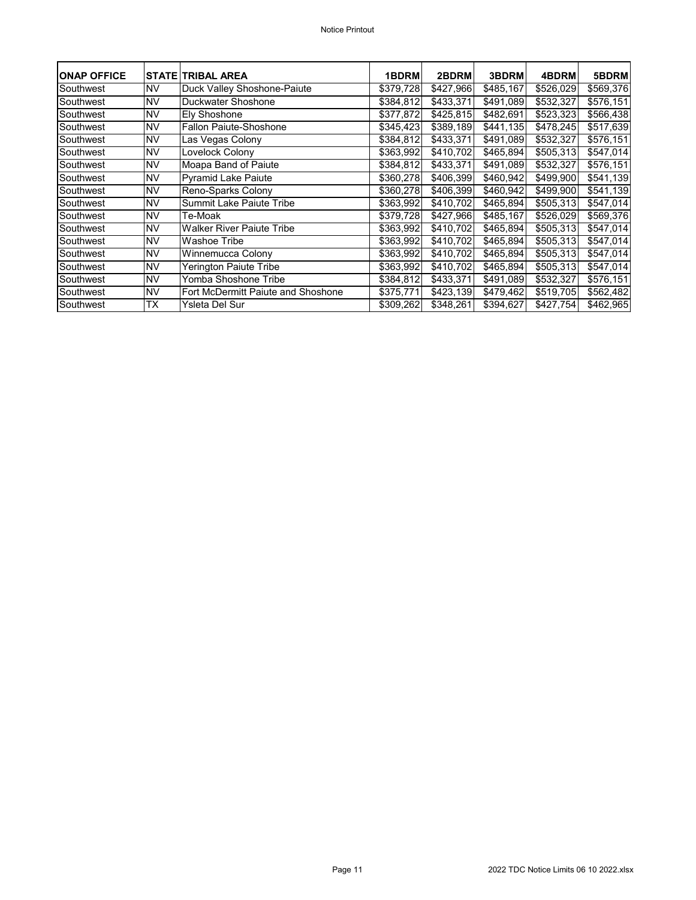| ONAP OFFICE | STATE | TRIBAL AREA | 1BDRM | 2BDRM | 3BDRM | 4BDRM | 5BDRM |
|---|---|---|---|---|---|---|---|
| Southwest | NV | Duck Valley Shoshone-Paiute | $379,728 | $427,966 | $485,167 | $526,029 | $569,376 |
| Southwest | NV | Duckwater Shoshone | $384,812 | $433,371 | $491,089 | $532,327 | $576,151 |
| Southwest | NV | Ely Shoshone | $377,872 | $425,815 | $482,691 | $523,323 | $566,438 |
| Southwest | NV | Fallon Paiute-Shoshone | $345,423 | $389,189 | $441,135 | $478,245 | $517,639 |
| Southwest | NV | Las Vegas Colony | $384,812 | $433,371 | $491,089 | $532,327 | $576,151 |
| Southwest | NV | Lovelock Colony | $363,992 | $410,702 | $465,894 | $505,313 | $547,014 |
| Southwest | NV | Moapa Band of Paiute | $384,812 | $433,371 | $491,089 | $532,327 | $576,151 |
| Southwest | NV | Pyramid Lake Paiute | $360,278 | $406,399 | $460,942 | $499,900 | $541,139 |
| Southwest | NV | Reno-Sparks Colony | $360,278 | $406,399 | $460,942 | $499,900 | $541,139 |
| Southwest | NV | Summit Lake Paiute Tribe | $363,992 | $410,702 | $465,894 | $505,313 | $547,014 |
| Southwest | NV | Te-Moak | $379,728 | $427,966 | $485,167 | $526,029 | $569,376 |
| Southwest | NV | Walker River Paiute Tribe | $363,992 | $410,702 | $465,894 | $505,313 | $547,014 |
| Southwest | NV | Washoe Tribe | $363,992 | $410,702 | $465,894 | $505,313 | $547,014 |
| Southwest | NV | Winnemucca Colony | $363,992 | $410,702 | $465,894 | $505,313 | $547,014 |
| Southwest | NV | Yerington Paiute Tribe | $363,992 | $410,702 | $465,894 | $505,313 | $547,014 |
| Southwest | NV | Yomba Shoshone Tribe | $384,812 | $433,371 | $491,089 | $532,327 | $576,151 |
| Southwest | NV | Fort McDermitt Paiute and Shoshone | $375,771 | $423,139 | $479,462 | $519,705 | $562,482 |
| Southwest | TX | Ysleta Del Sur | $309,262 | $348,261 | $394,627 | $427,754 | $462,965 |